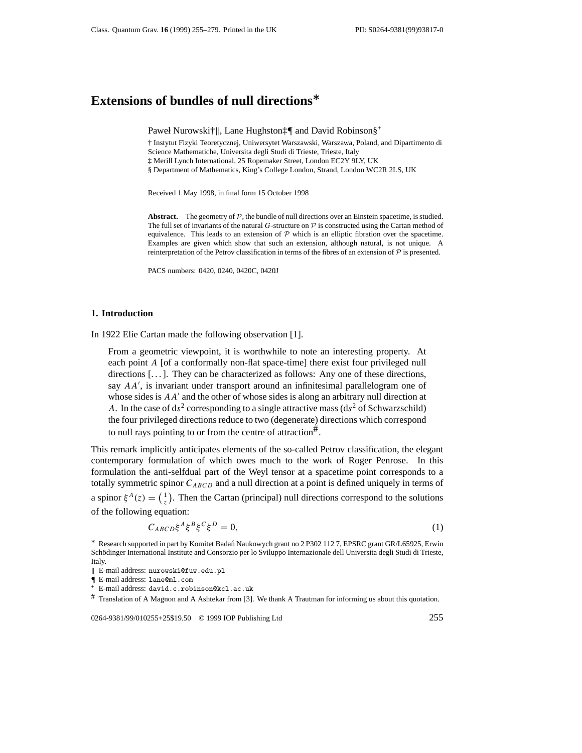# Extensions of bundles of null directions*

Paweł Nurowski†‖, Lane Hughston‡¶ and David Robinson§+

† Instytut Fizyki Teoretycznej, Uniwersytet Warszawski, Warszawa, Poland, and Dipartimento di Science Mathematiche, Universita degli Studi di Trieste, Trieste, Italy

‡ Merill Lynch International, 25 Ropemaker Street, London EC2Y 9LY, UK

§ Department of Mathematics, King's College London, Strand, London WC2R 2LS, UK

Received 1 May 1998, in final form 15 October 1998

**Abstract.** The geometry of $\mathcal{P}$, the bundle of null directions over an Einstein spacetime, is studied. The full set of invariants of the natural $G$-structure on $\mathcal{P}$ is constructed using the Cartan method of equivalence. This leads to an extension of $\mathcal{P}$ which is an elliptic fibration over the spacetime. Examples are given which show that such an extension, although natural, is not unique. A reinterpretation of the Petrov classification in terms of the fibres of an extension of $\mathcal{P}$ is presented.

PACS numbers: 0420, 0240, 0420C, 0420J

## 1. Introduction

In 1922 Elie Cartan made the following observation [1].

> From a geometric viewpoint, it is worthwhile to note an interesting property. At each point $A$ [of a conformally non-flat space-time] there exist four privileged null directions [...]. They can be characterized as follows: Any one of these directions, say $AA'$, is invariant under transport around an infinitesimal parallelogram one of whose sides is $AA'$ and the other of whose sides is along an arbitrary null direction at $A$. In the case of $\mathrm{d}s^2$ corresponding to a single attractive mass ($\mathrm{d}s^2$ of Schwarzschild) the four privileged directions reduce to two (degenerate) directions which correspond to null rays pointing to or from the centre of attraction#.

This remark implicitly anticipates elements of the so-called Petrov classification, the elegant contemporary formulation of which owes much to the work of Roger Penrose. In this formulation the anti-selfdual part of the Weyl tensor at a spacetime point corresponds to a totally symmetric spinor $C_{ABCD}$ and a null direction at a point is defined uniquely in terms of a spinor $\xi^A(z) = \binom{1}{z}$. Then the Cartan (principal) null directions correspond to the solutions of the following equation:

$$C_{ABCD}\xi^A\xi^B\xi^C\xi^D = 0, \tag{1}$$

* Research supported in part by Komitet Badań Naukowych grant no 2 P302 112 7, EPSRC grant GR/L65925, Erwin Schödinger International Institute and Consorzio per lo Sviluppo Internazionale dell Universita degli Studi di Trieste, Italy.

‖ E-mail address: nurowski@fuw.edu.pl

¶ E-mail address: lane@ml.com

+ E-mail address: david.c.robinson@kcl.ac.uk

# Translation of A Magnon and A Ashtekar from [3]. We thank A Trautman for informing us about this quotation.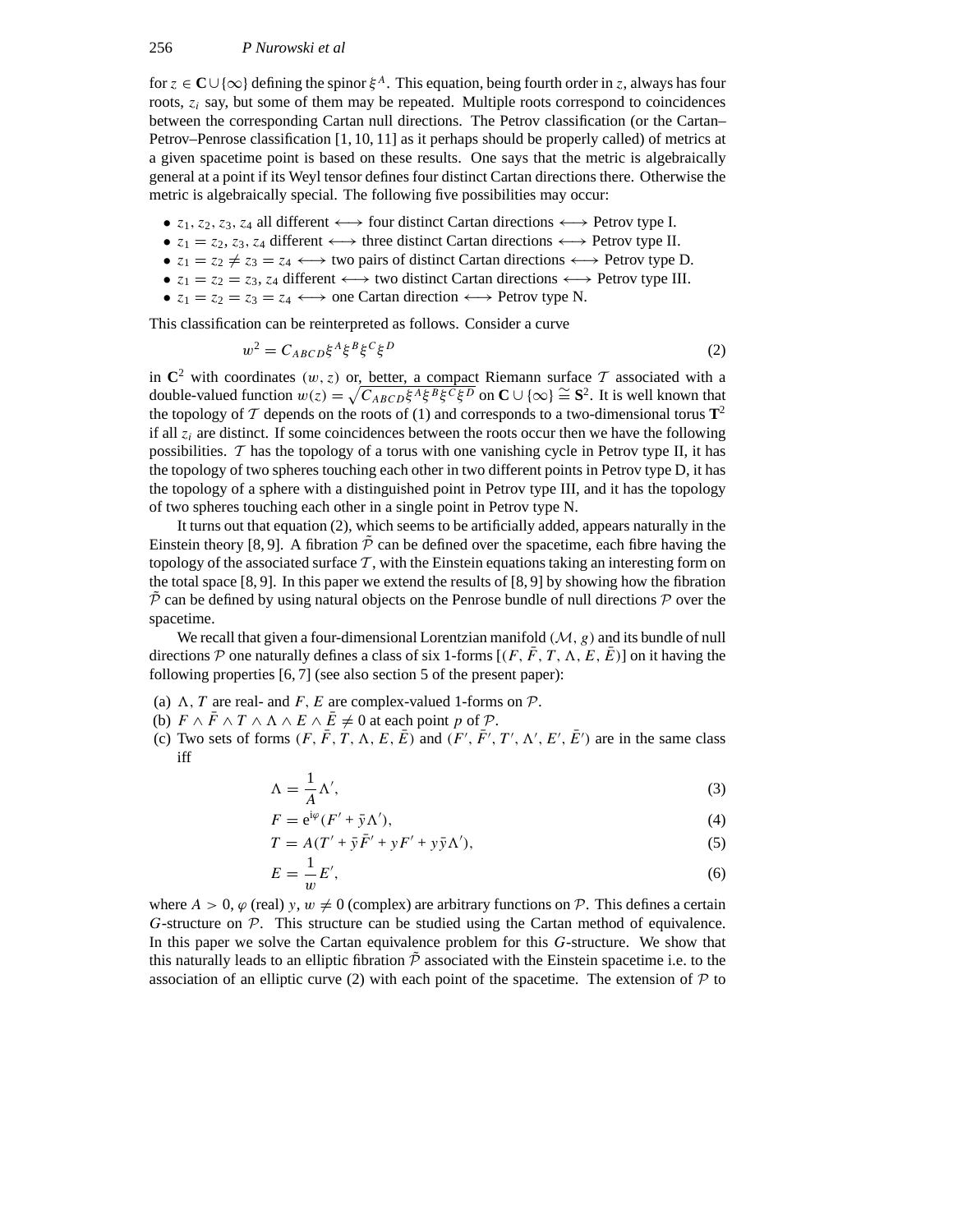for $z \in \mathbf{C} \cup \{\infty\}$ defining the spinor $\xi^A$. This equation, being fourth order in $z$, always has four roots, $z_i$ say, but some of them may be repeated. Multiple roots correspond to coincidences between the corresponding Cartan null directions. The Petrov classification (or the Cartan–Petrov–Penrose classification [1, 10, 11] as it perhaps should be properly called) of metrics at a given spacetime point is based on these results. One says that the metric is algebraically general at a point if its Weyl tensor defines four distinct Cartan directions there. Otherwise the metric is algebraically special. The following five possibilities may occur:

- $z_1, z_2, z_3, z_4$ all different $\longleftrightarrow$ four distinct Cartan directions $\longleftrightarrow$ Petrov type I.
- $z_1 = z_2, z_3, z_4$ different $\longleftrightarrow$ three distinct Cartan directions $\longleftrightarrow$ Petrov type II.
- $z_1 = z_2 \neq z_3 = z_4$ $\longleftrightarrow$ two pairs of distinct Cartan directions $\longleftrightarrow$ Petrov type D.
- $z_1 = z_2 = z_3, z_4$ different $\longleftrightarrow$ two distinct Cartan directions $\longleftrightarrow$ Petrov type III.
- $z_1 = z_2 = z_3 = z_4$ $\longleftrightarrow$ one Cartan direction $\longleftrightarrow$ Petrov type N.

This classification can be reinterpreted as follows. Consider a curve

$$w^2 = C_{ABCD}\xi^A\xi^B\xi^C\xi^D \tag{2}$$

in $\mathbf{C}^2$ with coordinates $(w, z)$ or, better, a compact Riemann surface $\mathcal{T}$ associated with a double-valued function $w(z) = \sqrt{C_{ABCD}\xi^A\xi^B\xi^C\xi^D}$ on $\mathbf{C} \cup \{\infty\} \cong \mathbf{S}^2$. It is well known that the topology of $\mathcal{T}$ depends on the roots of (1) and corresponds to a two-dimensional torus $\mathbf{T}^2$ if all $z_i$ are distinct. If some coincidences between the roots occur then we have the following possibilities. $\mathcal{T}$ has the topology of a torus with one vanishing cycle in Petrov type II, it has the topology of two spheres touching each other in two different points in Petrov type D, it has the topology of a sphere with a distinguished point in Petrov type III, and it has the topology of two spheres touching each other in a single point in Petrov type N.

It turns out that equation (2), which seems to be artificially added, appears naturally in the Einstein theory [8, 9]. A fibration $\tilde{\mathcal{P}}$ can be defined over the spacetime, each fibre having the topology of the associated surface $\mathcal{T}$, with the Einstein equations taking an interesting form on the total space [8, 9]. In this paper we extend the results of [8, 9] by showing how the fibration $\tilde{\mathcal{P}}$ can be defined by using natural objects on the Penrose bundle of null directions $\mathcal{P}$ over the spacetime.

We recall that given a four-dimensional Lorentzian manifold $(\mathcal{M}, g)$ and its bundle of null directions $\mathcal{P}$ one naturally defines a class of six 1-forms $[(F, \bar{F}, T, \Lambda, E, \bar{E})]$ on it having the following properties [6, 7] (see also section 5 of the present paper):

(a) $\Lambda$, $T$ are real- and $F$, $E$ are complex-valued 1-forms on $\mathcal{P}$.

(b) $F \wedge \bar{F} \wedge T \wedge \Lambda \wedge E \wedge \bar{E} \neq 0$ at each point $p$ of $\mathcal{P}$.

(c) Two sets of forms $(F, \bar{F}, T, \Lambda, E, \bar{E})$ and $(F', \bar{F}', T', \Lambda', E', \bar{E}')$ are in the same class iff

$$\Lambda = \frac{1}{A}\Lambda', \tag{3}$$

$$F = e^{i\varphi}(F' + \bar{y}\Lambda'), \tag{4}$$

$$T = A(T' + \bar{y}\bar{F}' + yF' + y\bar{y}\Lambda'), \tag{5}$$

$$E = \frac{1}{w}E', \tag{6}$$

where $A > 0$, $\varphi$ (real) $y$, $w \neq 0$ (complex) are arbitrary functions on $\mathcal{P}$. This defines a certain $G$-structure on $\mathcal{P}$. This structure can be studied using the Cartan method of equivalence. In this paper we solve the Cartan equivalence problem for this $G$-structure. We show that this naturally leads to an elliptic fibration $\tilde{\mathcal{P}}$ associated with the Einstein spacetime i.e. to the association of an elliptic curve (2) with each point of the spacetime. The extension of $\mathcal{P}$ to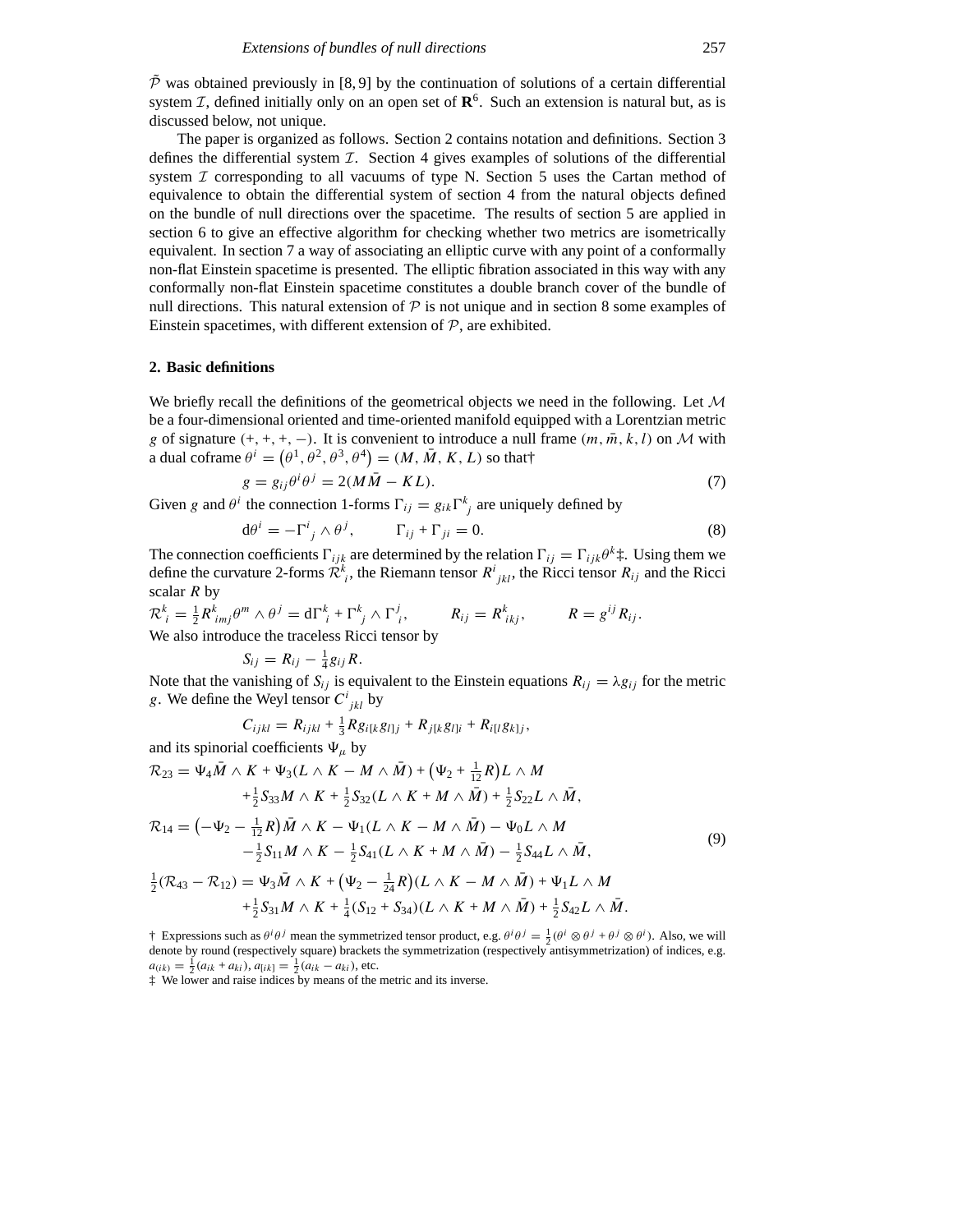$\tilde{\mathcal{P}}$ was obtained previously in [8, 9] by the continuation of solutions of a certain differential system $\mathcal{I}$, defined initially only on an open set of $\mathbf{R}^6$. Such an extension is natural but, as is discussed below, not unique.

The paper is organized as follows. Section 2 contains notation and definitions. Section 3 defines the differential system $\mathcal{I}$. Section 4 gives examples of solutions of the differential system $\mathcal{I}$ corresponding to all vacuums of type N. Section 5 uses the Cartan method of equivalence to obtain the differential system of section 4 from the natural objects defined on the bundle of null directions over the spacetime. The results of section 5 are applied in section 6 to give an effective algorithm for checking whether two metrics are isometrically equivalent. In section 7 a way of associating an elliptic curve with any point of a conformally non-flat Einstein spacetime is presented. The elliptic fibration associated in this way with any conformally non-flat Einstein spacetime constitutes a double branch cover of the bundle of null directions. This natural extension of $\mathcal{P}$ is not unique and in section 8 some examples of Einstein spacetimes, with different extension of $\mathcal{P}$, are exhibited.

## 2. Basic definitions

We briefly recall the definitions of the geometrical objects we need in the following. Let $\mathcal{M}$ be a four-dimensional oriented and time-oriented manifold equipped with a Lorentzian metric $g$ of signature $(+, +, +, -)$. It is convenient to introduce a null frame $(m, \bar{m}, k, l)$ on $\mathcal{M}$ with a dual coframe $\theta^i = (\theta^1, \theta^2, \theta^3, \theta^4) = (M, \bar{M}, K, L)$ so that†

$$g = g_{ij}\theta^i\theta^j = 2(M\bar{M} - KL). \tag{7}$$

Given $g$ and $\theta^i$ the connection 1-forms $\Gamma_{ij} = g_{ik}\Gamma^k{}_j$ are uniquely defined by

$$\mathrm{d}\theta^i = -\Gamma^i{}_j \wedge \theta^j, \qquad \Gamma_{ij} + \Gamma_{ji} = 0. \tag{8}$$

The connection coefficients $\Gamma_{ijk}$ are determined by the relation $\Gamma_{ij} = \Gamma_{ijk}\theta^k$‡. Using them we define the curvature 2-forms $\mathcal{R}^k{}_i$, the Riemann tensor $R^i{}_{jkl}$, the Ricci tensor $R_{ij}$ and the Ricci scalar $R$ by

$$\mathcal{R}^k{}_i = \tfrac{1}{2}R^k{}_{imj}\theta^m \wedge \theta^j = \mathrm{d}\Gamma^k{}_i + \Gamma^k{}_j \wedge \Gamma^j{}_i, \qquad R_{ij} = R^k{}_{ikj}, \qquad R = g^{ij}R_{ij}.$$

We also introduce the traceless Ricci tensor by

$$S_{ij} = R_{ij} - \tfrac{1}{4}g_{ij}R.$$

Note that the vanishing of $S_{ij}$ is equivalent to the Einstein equations $R_{ij} = \lambda g_{ij}$ for the metric $g$. We define the Weyl tensor $C^i{}_{jkl}$ by

$$C_{ijkl} = R_{ijkl} + \tfrac{1}{3}Rg_{i[k}g_{l]j} + R_{j[k}g_{l]i} + R_{i[l}g_{k]j},$$

and its spinorial coefficients $\Psi_\mu$ by

$$\begin{aligned}
\mathcal{R}_{23} &= \Psi_4\bar{M} \wedge K + \Psi_3(L \wedge K - M \wedge \bar{M}) + \left(\Psi_2 + \tfrac{1}{12}R\right)L \wedge M \\
&\quad + \tfrac{1}{2}S_{33}M \wedge K + \tfrac{1}{2}S_{32}(L \wedge K + M \wedge \bar{M}) + \tfrac{1}{2}S_{22}L \wedge \bar{M}, \\
\mathcal{R}_{14} &= \left(-\Psi_2 - \tfrac{1}{12}R\right)\bar{M} \wedge K - \Psi_1(L \wedge K - M \wedge \bar{M}) - \Psi_0 L \wedge M \\
&\quad - \tfrac{1}{2}S_{11}M \wedge K - \tfrac{1}{2}S_{41}(L \wedge K + M \wedge \bar{M}) - \tfrac{1}{2}S_{44}L \wedge \bar{M}, \\
\tfrac{1}{2}(\mathcal{R}_{43} - \mathcal{R}_{12}) &= \Psi_3\bar{M} \wedge K + \left(\Psi_2 - \tfrac{1}{24}R\right)(L \wedge K - M \wedge \bar{M}) + \Psi_1 L \wedge M \\
&\quad + \tfrac{1}{2}S_{31}M \wedge K + \tfrac{1}{4}(S_{12} + S_{34})(L \wedge K + M \wedge \bar{M}) + \tfrac{1}{2}S_{42}L \wedge \bar{M}.
\end{aligned} \tag{9}$$

† Expressions such as $\theta^i\theta^j$ mean the symmetrized tensor product, e.g. $\theta^i\theta^j = \frac{1}{2}(\theta^i \otimes \theta^j + \theta^j \otimes \theta^i)$. Also, we will denote by round (respectively square) brackets the symmetrization (respectively antisymmetrization) of indices, e.g. $a_{(ik)} = \frac{1}{2}(a_{ik} + a_{ki})$, $a_{[ik]} = \frac{1}{2}(a_{ik} - a_{ki})$, etc.

‡ We lower and raise indices by means of the metric and its inverse.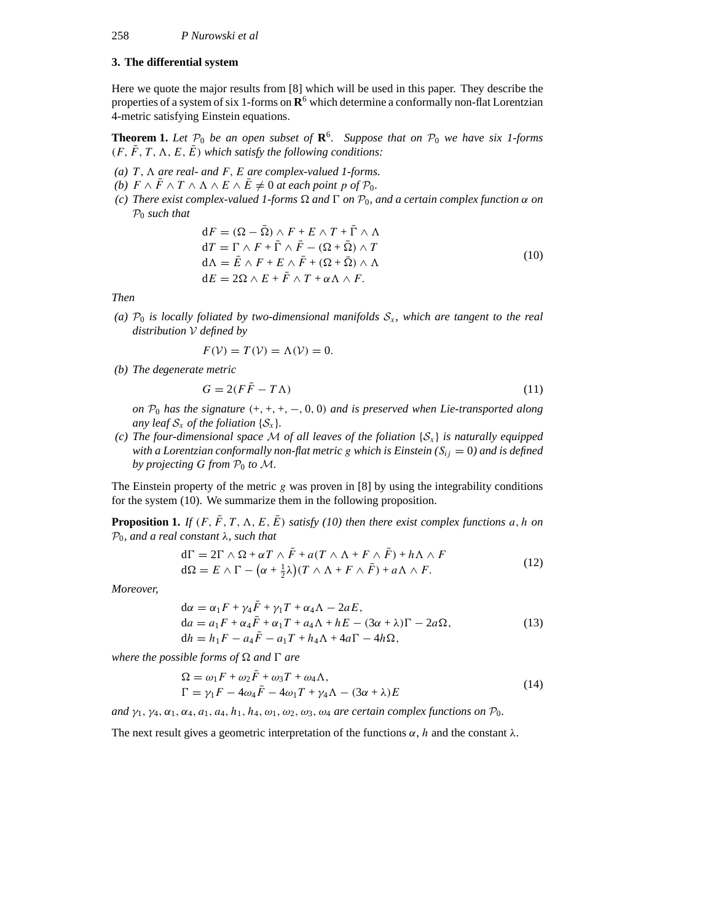## 3. The differential system

Here we quote the major results from [8] which will be used in this paper. They describe the properties of a system of six 1-forms on $\mathbf{R}^6$ which determine a conformally non-flat Lorentzian 4-metric satisfying Einstein equations.

**Theorem 1.** *Let $\mathcal{P}_0$ be an open subset of $\mathbf{R}^6$. Suppose that on $\mathcal{P}_0$ we have six 1-forms $(F, \bar{F}, T, \Lambda, E, \bar{E})$ which satisfy the following conditions:*

*(a) $T$, $\Lambda$ are real- and $F$, $E$ are complex-valued 1-forms.*
*(b) $F \wedge \bar{F} \wedge T \wedge \Lambda \wedge E \wedge \bar{E} \neq 0$ at each point $p$ of $\mathcal{P}_0$.*
*(c) There exist complex-valued 1-forms $\Omega$ and $\Gamma$ on $\mathcal{P}_0$, and a certain complex function $\alpha$ on $\mathcal{P}_0$ such that*

$$
\begin{aligned}
\mathrm{d}F &= (\Omega - \bar{\Omega}) \wedge F + E \wedge T + \bar{\Gamma} \wedge \Lambda \\
\mathrm{d}T &= \Gamma \wedge F + \bar{\Gamma} \wedge \bar{F} - (\Omega + \bar{\Omega}) \wedge T \\
\mathrm{d}\Lambda &= \bar{E} \wedge F + E \wedge \bar{F} + (\Omega + \bar{\Omega}) \wedge \Lambda \\
\mathrm{d}E &= 2\Omega \wedge E + \bar{F} \wedge T + \alpha \Lambda \wedge F.
\end{aligned}
\tag{10}
$$

*Then*

*(a) $\mathcal{P}_0$ is locally foliated by two-dimensional manifolds $\mathcal{S}_x$, which are tangent to the real distribution $\mathcal{V}$ defined by*

$$F(\mathcal{V}) = T(\mathcal{V}) = \Lambda(\mathcal{V}) = 0.$$

*(b) The degenerate metric*

$$G = 2(F\bar{F} - T\Lambda) \tag{11}$$

*on $\mathcal{P}_0$ has the signature $(+, +, +, -, 0, 0)$ and is preserved when Lie-transported along any leaf $\mathcal{S}_x$ of the foliation $\{\mathcal{S}_x\}$.*

*(c) The four-dimensional space $\mathcal{M}$ of all leaves of the foliation $\{\mathcal{S}_x\}$ is naturally equipped with a Lorentzian conformally non-flat metric $g$ which is Einstein ($S_{ij} = 0$) and is defined by projecting $G$ from $\mathcal{P}_0$ to $\mathcal{M}$.*

The Einstein property of the metric $g$ was proven in [8] by using the integrability conditions for the system (10). We summarize them in the following proposition.

**Proposition 1.** *If $(F, \bar{F}, T, \Lambda, E, \bar{E})$ satisfy (10) then there exist complex functions $a, h$ on $\mathcal{P}_0$, and a real constant $\lambda$, such that*

$$
\begin{aligned}
\mathrm{d}\Gamma &= 2\Gamma \wedge \Omega + \alpha T \wedge \bar{F} + a(T \wedge \Lambda + F \wedge \bar{F}) + h\Lambda \wedge F \\
\mathrm{d}\Omega &= E \wedge \Gamma - \left(\alpha + \tfrac{1}{2}\lambda\right)(T \wedge \Lambda + F \wedge \bar{F}) + a\Lambda \wedge F.
\end{aligned}
\tag{12}
$$

*Moreover,*

$$
\begin{aligned}
\mathrm{d}\alpha &= \alpha_1 F + \gamma_4 \bar{F} + \gamma_1 T + \alpha_4 \Lambda - 2aE, \\
\mathrm{d}a &= a_1 F + \alpha_4 \bar{F} + \alpha_1 T + a_4 \Lambda + hE - (3\alpha + \lambda)\Gamma - 2a\Omega, \\
\mathrm{d}h &= h_1 F - a_4 \bar{F} - a_1 T + h_4 \Lambda + 4a\Gamma - 4h\Omega,
\end{aligned}
\tag{13}
$$

*where the possible forms of $\Omega$ and $\Gamma$ are*

$$
\begin{aligned}
\Omega &= \omega_1 F + \omega_2 \bar{F} + \omega_3 T + \omega_4 \Lambda, \\
\Gamma &= \gamma_1 F - 4\omega_4 \bar{F} - 4\omega_1 T + \gamma_4 \Lambda - (3\alpha + \lambda)E
\end{aligned}
\tag{14}
$$

*and $\gamma_1, \gamma_4, \alpha_1, \alpha_4, a_1, a_4, h_1, h_4, \omega_1, \omega_2, \omega_3, \omega_4$ are certain complex functions on $\mathcal{P}_0$.*

The next result gives a geometric interpretation of the functions $\alpha$, $h$ and the constant $\lambda$.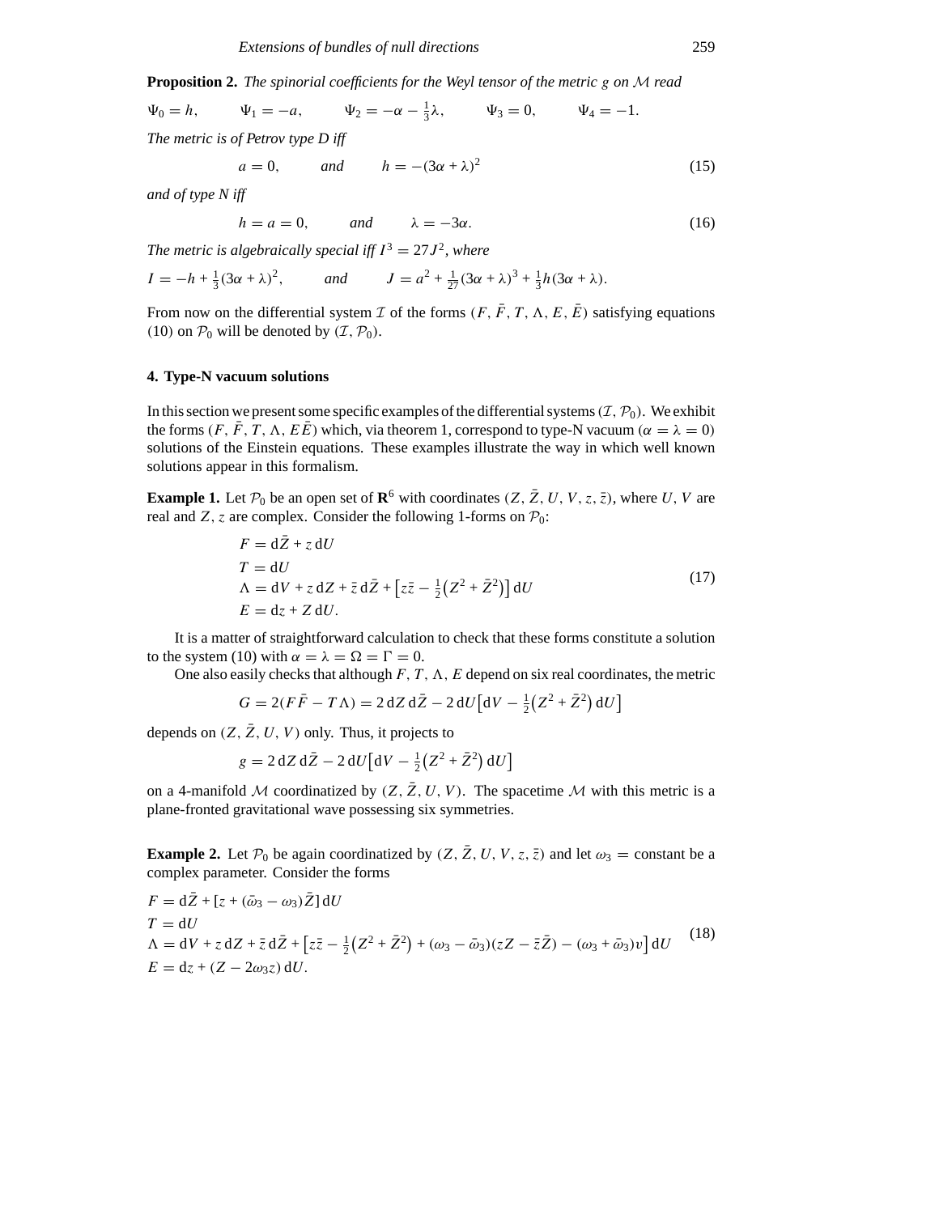**Proposition 2.** *The spinorial coefficients for the Weyl tensor of the metric $g$ on $\mathcal{M}$ read*

$$\Psi_0 = h, \qquad \Psi_1 = -a, \qquad \Psi_2 = -\alpha - \tfrac{1}{3}\lambda, \qquad \Psi_3 = 0, \qquad \Psi_4 = -1.$$

*The metric is of Petrov type D iff*

$$a = 0, \qquad and \qquad h = -(3\alpha + \lambda)^2 \tag{15}$$

*and of type N iff*

$$h = a = 0, \qquad and \qquad \lambda = -3\alpha. \tag{16}$$

*The metric is algebraically special iff $I^3 = 27J^2$, where*

$$I = -h + \tfrac{1}{3}(3\alpha + \lambda)^2, \qquad and \qquad J = a^2 + \tfrac{1}{27}(3\alpha + \lambda)^3 + \tfrac{1}{3}h(3\alpha + \lambda).$$

From now on the differential system $\mathcal{I}$ of the forms $(F, \bar{F}, T, \Lambda, E, \bar{E})$ satisfying equations (10) on $\mathcal{P}_0$ will be denoted by $(\mathcal{I}, \mathcal{P}_0)$.

## 4. Type-N vacuum solutions

In this section we present some specific examples of the differential systems $(\mathcal{I}, \mathcal{P}_0)$. We exhibit the forms $(F, \bar{F}, T, \Lambda, E\bar{E})$ which, via theorem 1, correspond to type-N vacuum ($\alpha = \lambda = 0$) solutions of the Einstein equations. These examples illustrate the way in which well known solutions appear in this formalism.

**Example 1.** Let $\mathcal{P}_0$ be an open set of $\mathbf{R}^6$ with coordinates $(Z, \bar{Z}, U, V, z, \bar{z})$, where $U, V$ are real and $Z, z$ are complex. Consider the following 1-forms on $\mathcal{P}_0$:

$$\begin{aligned}
F &= d\bar{Z} + z\, dU \\
T &= dU \\
\Lambda &= dV + z\, dZ + \bar{z}\, d\bar{Z} + \left[z\bar{z} - \tfrac{1}{2}\left(Z^2 + \bar{Z}^2\right)\right] dU \\
E &= dz + Z\, dU.
\end{aligned} \tag{17}$$

It is a matter of straightforward calculation to check that these forms constitute a solution to the system (10) with $\alpha = \lambda = \Omega = \Gamma = 0$.

One also easily checks that although $F, T, \Lambda, E$ depend on six real coordinates, the metric

$$G = 2(F\bar{F} - T\Lambda) = 2\, dZ\, d\bar{Z} - 2\, dU\left[dV - \tfrac{1}{2}\left(Z^2 + \bar{Z}^2\right) dU\right]$$

depends on $(Z, \bar{Z}, U, V)$ only. Thus, it projects to

$$g = 2\, dZ\, d\bar{Z} - 2\, dU\left[dV - \tfrac{1}{2}\left(Z^2 + \bar{Z}^2\right) dU\right]$$

on a 4-manifold $\mathcal{M}$ coordinatized by $(Z, \bar{Z}, U, V)$. The spacetime $\mathcal{M}$ with this metric is a plane-fronted gravitational wave possessing six symmetries.

**Example 2.** Let $\mathcal{P}_0$ be again coordinatized by $(Z, \bar{Z}, U, V, z, \bar{z})$ and let $\omega_3 =$ constant be a complex parameter. Consider the forms

$$\begin{aligned}
F &= d\bar{Z} + [z + (\bar{\omega}_3 - \omega_3)\bar{Z}]\, dU \\
T &= dU \\
\Lambda &= dV + z\, dZ + \bar{z}\, d\bar{Z} + \left[z\bar{z} - \tfrac{1}{2}\left(Z^2 + \bar{Z}^2\right) + (\omega_3 - \bar{\omega}_3)(zZ - \bar{z}\bar{Z}) - (\omega_3 + \bar{\omega}_3)v\right] dU \\
E &= dz + (Z - 2\omega_3 z)\, dU.
\end{aligned} \tag{18}$$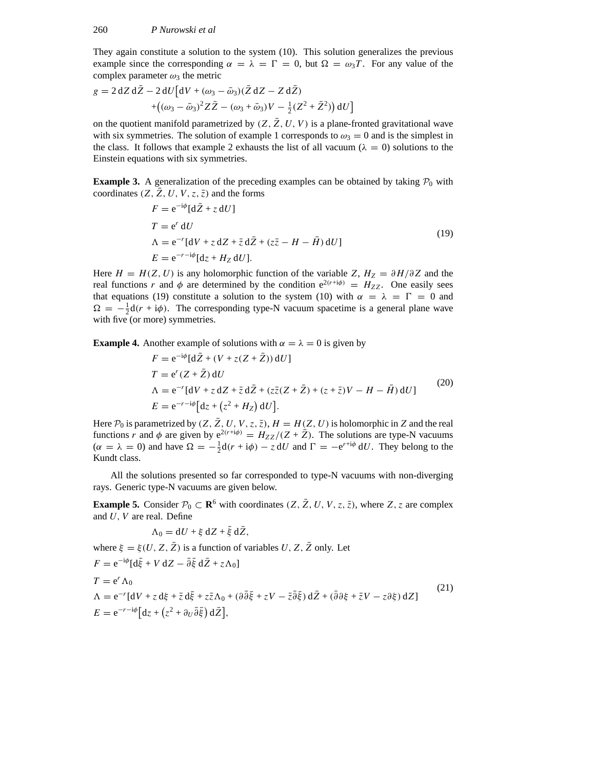They again constitute a solution to the system (10). This solution generalizes the previous example since the corresponding $\alpha = \lambda = \Gamma = 0$, but $\Omega = \omega_3 T$. For any value of the complex parameter $\omega_3$ the metric

$$g = 2\,\mathrm{d}Z\,\mathrm{d}\bar{Z} - 2\,\mathrm{d}U\big[\mathrm{d}V + (\omega_3 - \bar{\omega}_3)(\bar{Z}\,\mathrm{d}Z - Z\,\mathrm{d}\bar{Z}) + \big((\omega_3 - \bar{\omega}_3)^2 Z\bar{Z} - (\omega_3 + \bar{\omega}_3)V - \tfrac{1}{2}(Z^2 + \bar{Z}^2)\big)\,\mathrm{d}U\big]$$

on the quotient manifold parametrized by $(Z, \bar{Z}, U, V)$ is a plane-fronted gravitational wave with six symmetries. The solution of example 1 corresponds to $\omega_3 = 0$ and is the simplest in the class. It follows that example 2 exhausts the list of all vacuum ($\lambda = 0$) solutions to the Einstein equations with six symmetries.

**Example 3.** A generalization of the preceding examples can be obtained by taking $\mathcal{P}_0$ with coordinates $(Z, \bar{Z}, U, V, z, \bar{z})$ and the forms

$$\begin{aligned}
F &= \mathrm{e}^{-\mathrm{i}\phi}[\mathrm{d}\bar{Z} + z\,\mathrm{d}U] \\
T &= \mathrm{e}^{r}\,\mathrm{d}U \\
\Lambda &= \mathrm{e}^{-r}[\mathrm{d}V + z\,\mathrm{d}Z + \bar{z}\,\mathrm{d}\bar{Z} + (z\bar{z} - H - \bar{H})\,\mathrm{d}U] \\
E &= \mathrm{e}^{-r-\mathrm{i}\phi}[\mathrm{d}z + H_Z\,\mathrm{d}U].
\end{aligned} \tag{19}$$

Here $H = H(Z, U)$ is any holomorphic function of the variable $Z$, $H_Z = \partial H/\partial Z$ and the real functions $r$ and $\phi$ are determined by the condition $\mathrm{e}^{2(r+\mathrm{i}\phi)} = H_{ZZ}$. One easily sees that equations (19) constitute a solution to the system (10) with $\alpha = \lambda = \Gamma = 0$ and $\Omega = -\frac{1}{2}\mathrm{d}(r + \mathrm{i}\phi)$. The corresponding type-N vacuum spacetime is a general plane wave with five (or more) symmetries.

**Example 4.** Another example of solutions with $\alpha = \lambda = 0$ is given by

$$\begin{aligned}
F &= \mathrm{e}^{-\mathrm{i}\phi}[\mathrm{d}\bar{Z} + (V + z(Z + \bar{Z}))\,\mathrm{d}U] \\
T &= \mathrm{e}^{r}(Z + \bar{Z})\,\mathrm{d}U \\
\Lambda &= \mathrm{e}^{-r}[\mathrm{d}V + z\,\mathrm{d}Z + \bar{z}\,\mathrm{d}\bar{Z} + (z\bar{z}(Z + \bar{Z}) + (z + \bar{z})V - H - \bar{H})\,\mathrm{d}U] \\
E &= \mathrm{e}^{-r-\mathrm{i}\phi}\big[\mathrm{d}z + \big(z^2 + H_Z\big)\,\mathrm{d}U\big].
\end{aligned} \tag{20}$$

Here $\mathcal{P}_0$ is parametrized by $(Z, \bar{Z}, U, V, z, \bar{z})$, $H = H(Z, U)$ is holomorphic in $Z$ and the real functions $r$ and $\phi$ are given by $\mathrm{e}^{2(r+\mathrm{i}\phi)} = H_{ZZ}/(Z + \bar{Z})$. The solutions are type-N vacuums ($\alpha = \lambda = 0$) and have $\Omega = -\frac{1}{2}\mathrm{d}(r + \mathrm{i}\phi) - z\,\mathrm{d}U$ and $\Gamma = -\mathrm{e}^{r+\mathrm{i}\phi}\,\mathrm{d}U$. They belong to the Kundt class.

All the solutions presented so far corresponded to type-N vacuums with non-diverging rays. Generic type-N vacuums are given below.

**Example 5.** Consider $\mathcal{P}_0 \subset \mathbf{R}^6$ with coordinates $(Z, \bar{Z}, U, V, z, \bar{z})$, where $Z, z$ are complex and $U, V$ are real. Define

$$\Lambda_0 = \mathrm{d}U + \xi\,\mathrm{d}Z + \bar{\xi}\,\mathrm{d}\bar{Z},$$

where $\xi = \xi(U, Z, \bar{Z})$ is a function of variables $U, Z, \bar{Z}$ only. Let

$$\begin{aligned}
F &= \mathrm{e}^{-\mathrm{i}\phi}[\mathrm{d}\bar{\xi} + V\,\mathrm{d}Z - \bar{\partial}\bar{\xi}\,\mathrm{d}\bar{Z} + z\Lambda_0] \\
T &= \mathrm{e}^{r}\Lambda_0 \\
\Lambda &= \mathrm{e}^{-r}[\mathrm{d}V + z\,\mathrm{d}\xi + \bar{z}\,\mathrm{d}\bar{\xi} + z\bar{z}\Lambda_0 + (\partial\bar{\partial}\bar{\xi} + zV - \bar{z}\bar{\partial}\bar{\xi})\,\mathrm{d}\bar{Z} + (\bar{\partial}\partial\xi + \bar{z}V - z\partial\xi)\,\mathrm{d}Z] \\
E &= \mathrm{e}^{-r-\mathrm{i}\phi}\big[\mathrm{d}z + \big(z^2 + \partial_U\bar{\partial}\bar{\xi}\big)\,\mathrm{d}\bar{Z}\big],
\end{aligned} \tag{21}$$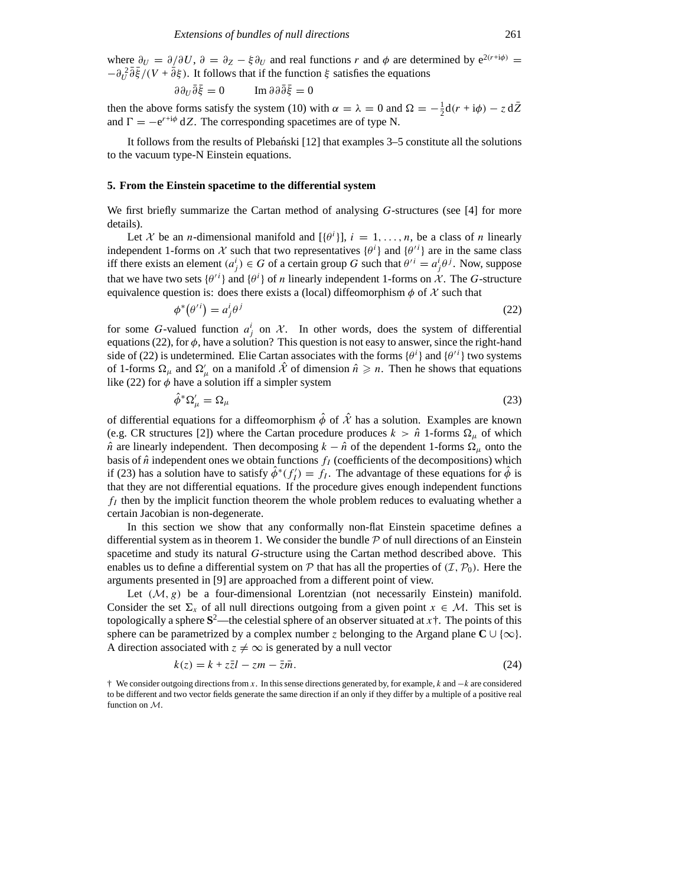where $\partial_U = \partial/\partial U$, $\partial = \partial_Z - \xi\partial_U$ and real functions $r$ and $\phi$ are determined by $e^{2(r+i\phi)} = -\partial_U^2\bar{\partial}\bar{\xi}/(V + \bar{\partial}\xi)$. It follows that if the function $\xi$ satisfies the equations

$$\partial\partial_U\bar{\partial}\bar{\xi} = 0 \qquad \text{Im}\,\partial\partial\bar{\partial}\bar{\xi} = 0$$

then the above forms satisfy the system (10) with $\alpha = \lambda = 0$ and $\Omega = -\frac{1}{2}d(r + i\phi) - z\,d\bar{Z}$ and $\Gamma = -e^{r+i\phi}\,dZ$. The corresponding spacetimes are of type N.

It follows from the results of Plebański [12] that examples 3–5 constitute all the solutions to the vacuum type-N Einstein equations.

## 5. From the Einstein spacetime to the differential system

We first briefly summarize the Cartan method of analysing $G$-structures (see [4] for more details).

Let $\mathcal{X}$ be an $n$-dimensional manifold and $[\{\theta^i\}]$, $i = 1, \ldots, n$, be a class of $n$ linearly independent 1-forms on $\mathcal{X}$ such that two representatives $\{\theta^i\}$ and $\{\theta'^i\}$ are in the same class iff there exists an element $(a^i_j) \in G$ of a certain group $G$ such that $\theta'^i = a^i_j\theta^j$. Now, suppose that we have two sets $\{\theta'^i\}$ and $\{\theta^i\}$ of $n$ linearly independent 1-forms on $\mathcal{X}$. The $G$-structure equivalence question is: does there exists a (local) diffeomorphism $\phi$ of $\mathcal{X}$ such that

$$\phi^*(\theta'^i) = a^i_j\theta^j \tag{22}$$

for some $G$-valued function $a^i_j$ on $\mathcal{X}$. In other words, does the system of differential equations (22), for $\phi$, have a solution? This question is not easy to answer, since the right-hand side of (22) is undetermined. Elie Cartan associates with the forms $\{\theta^i\}$ and $\{\theta'^i\}$ two systems of 1-forms $\Omega_\mu$ and $\Omega'_\mu$ on a manifold $\hat{\mathcal{X}}$ of dimension $\hat{n} \geqslant n$. Then he shows that equations like (22) for $\phi$ have a solution iff a simpler system

$$\hat{\phi}^*\Omega'_\mu = \Omega_\mu \tag{23}$$

of differential equations for a diffeomorphism $\hat{\phi}$ of $\hat{\mathcal{X}}$ has a solution. Examples are known (e.g. CR structures [2]) where the Cartan procedure produces $k > \hat{n}$ 1-forms $\Omega_\mu$ of which $\hat{n}$ are linearly independent. Then decomposing $k - \hat{n}$ of the dependent 1-forms $\Omega_\mu$ onto the basis of $\hat{n}$ independent ones we obtain functions $f_I$ (coefficients of the decompositions) which if (23) has a solution have to satisfy $\hat{\phi}^*(f'_I) = f_I$. The advantage of these equations for $\hat{\phi}$ is that they are not differential equations. If the procedure gives enough independent functions $f_I$ then by the implicit function theorem the whole problem reduces to evaluating whether a certain Jacobian is non-degenerate.

In this section we show that any conformally non-flat Einstein spacetime defines a differential system as in theorem 1. We consider the bundle $\mathcal{P}$ of null directions of an Einstein spacetime and study its natural $G$-structure using the Cartan method described above. This enables us to define a differential system on $\mathcal{P}$ that has all the properties of $(\mathcal{I}, \mathcal{P}_0)$. Here the arguments presented in [9] are approached from a different point of view.

Let $(\mathcal{M}, g)$ be a four-dimensional Lorentzian (not necessarily Einstein) manifold. Consider the set $\Sigma_x$ of all null directions outgoing from a given point $x \in \mathcal{M}$. This set is topologically a sphere $\mathbf{S}^2$—the celestial sphere of an observer situated at $x$†. The points of this sphere can be parametrized by a complex number $z$ belonging to the Argand plane $\mathbf{C} \cup \{\infty\}$. A direction associated with $z \neq \infty$ is generated by a null vector

$$k(z) = k + z\bar{z}l - zm - \bar{z}\bar{m}. \tag{24}$$

† We consider outgoing directions from $x$. In this sense directions generated by, for example, $k$ and $-k$ are considered to be different and two vector fields generate the same direction if an only if they differ by a multiple of a positive real function on $\mathcal{M}$.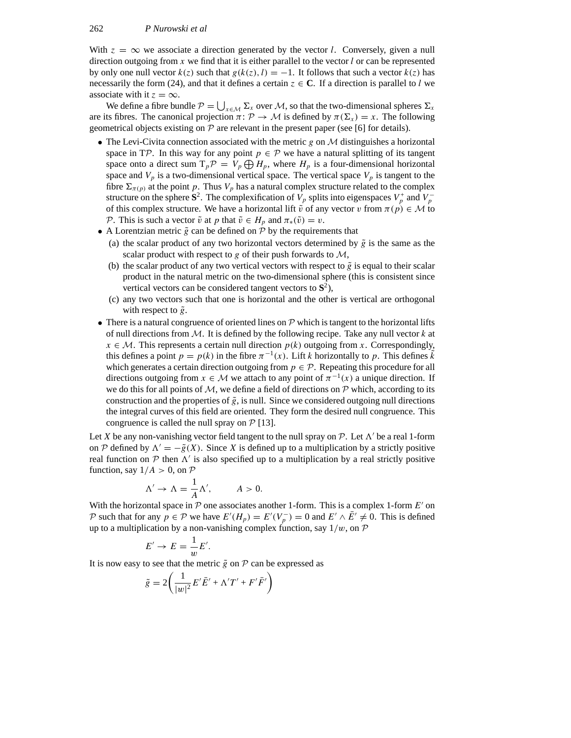With $z = \infty$ we associate a direction generated by the vector $l$. Conversely, given a null direction outgoing from $x$ we find that it is either parallel to the vector $l$ or can be represented by only one null vector $k(z)$ such that $g(k(z), l) = -1$. It follows that such a vector $k(z)$ has necessarily the form (24), and that it defines a certain $z \in \mathbf{C}$. If a direction is parallel to $l$ we associate with it $z = \infty$.

We define a fibre bundle $\mathcal{P} = \bigcup_{x\in\mathcal{M}} \Sigma_x$ over $\mathcal{M}$, so that the two-dimensional spheres $\Sigma_x$ are its fibres. The canonical projection $\pi \colon \mathcal{P} \to \mathcal{M}$ is defined by $\pi(\Sigma_x) = x$. The following geometrical objects existing on $\mathcal{P}$ are relevant in the present paper (see [6] for details).

- The Levi-Civita connection associated with the metric $g$ on $\mathcal{M}$ distinguishes a horizontal space in $\mathrm{T}\mathcal{P}$. In this way for any point $p \in \mathcal{P}$ we have a natural splitting of its tangent space onto a direct sum $\mathrm{T}_p\mathcal{P} = V_p \bigoplus H_p$, where $H_p$ is a four-dimensional horizontal space and $V_p$ is a two-dimensional vertical space. The vertical space $V_p$ is tangent to the fibre $\Sigma_{\pi(p)}$ at the point $p$. Thus $V_p$ has a natural complex structure related to the complex structure on the sphere $\mathbf{S}^2$. The complexification of $V_p$ splits into eigenspaces $V_p^+$ and $V_p^-$ of this complex structure. We have a horizontal lift $\tilde{v}$ of any vector $v$ from $\pi(p) \in \mathcal{M}$ to $\mathcal{P}$. This is such a vector $\tilde{v}$ at $p$ that $\tilde{v} \in H_p$ and $\pi_*(\tilde{v}) = v$.
- A Lorentzian metric $\tilde{g}$ can be defined on $\mathcal{P}$ by the requirements that
  - (a) the scalar product of any two horizontal vectors determined by $\tilde{g}$ is the same as the scalar product with respect to $g$ of their push forwards to $\mathcal{M}$,
  - (b) the scalar product of any two vertical vectors with respect to $\tilde{g}$ is equal to their scalar product in the natural metric on the two-dimensional sphere (this is consistent since vertical vectors can be considered tangent vectors to $\mathbf{S}^2$),
  - (c) any two vectors such that one is horizontal and the other is vertical are orthogonal with respect to $\tilde{g}$.
- There is a natural congruence of oriented lines on $\mathcal{P}$ which is tangent to the horizontal lifts of null directions from $\mathcal{M}$. It is defined by the following recipe. Take any null vector $k$ at $x \in \mathcal{M}$. This represents a certain null direction $p(k)$ outgoing from $x$. Correspondingly, this defines a point $p = p(k)$ in the fibre $\pi^{-1}(x)$. Lift $k$ horizontally to $p$. This defines $\tilde{k}$ which generates a certain direction outgoing from $p \in \mathcal{P}$. Repeating this procedure for all directions outgoing from $x \in \mathcal{M}$ we attach to any point of $\pi^{-1}(x)$ a unique direction. If we do this for all points of $\mathcal{M}$, we define a field of directions on $\mathcal{P}$ which, according to its construction and the properties of $\tilde{g}$, is null. Since we considered outgoing null directions the integral curves of this field are oriented. They form the desired null congruence. This congruence is called the null spray on $\mathcal{P}$ [13].

Let $X$ be any non-vanishing vector field tangent to the null spray on $\mathcal{P}$. Let $\Lambda'$ be a real 1-form on $\mathcal{P}$ defined by $\Lambda' = -\tilde{g}(X)$. Since $X$ is defined up to a multiplication by a strictly positive real function on $\mathcal{P}$ then $\Lambda'$ is also specified up to a multiplication by a real strictly positive function, say $1/A > 0$, on $\mathcal{P}$

$$\Lambda' \to \Lambda = \frac{1}{A}\Lambda', \qquad A > 0.$$

With the horizontal space in $\mathcal{P}$ one associates another 1-form. This is a complex 1-form $E'$ on $\mathcal{P}$ such that for any $p \in \mathcal{P}$ we have $E'(H_p) = E'(V_p^-) = 0$ and $E' \wedge \bar{E}' \neq 0$. This is defined up to a multiplication by a non-vanishing complex function, say $1/w$, on $\mathcal{P}$

$$E' \to E = \frac{1}{w}E'.$$

It is now easy to see that the metric $\tilde{g}$ on $\mathcal{P}$ can be expressed as

$$\tilde{g} = 2\left(\frac{1}{|w|^2}E'\bar{E}' + \Lambda' T' + F'\bar{F}'\right)$$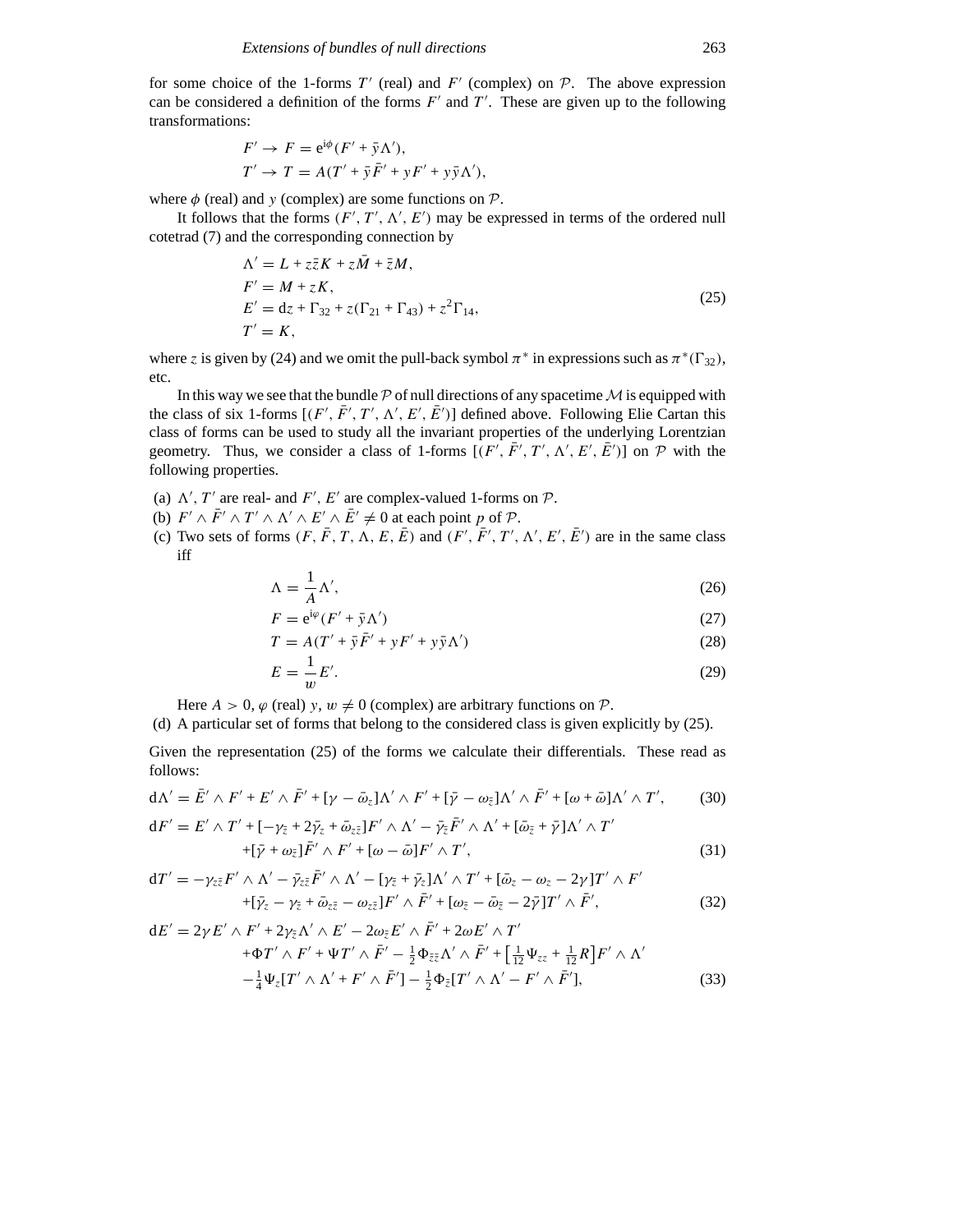for some choice of the 1-forms $T'$ (real) and $F'$ (complex) on $\mathcal{P}$. The above expression can be considered a definition of the forms $F'$ and $T'$. These are given up to the following transformations:

$$F' \to F = \mathrm{e}^{\mathrm{i}\phi}(F' + \bar{y}\Lambda'),$$
$$T' \to T = A(T' + \bar{y}\bar{F}' + yF' + y\bar{y}\Lambda'),$$

where $\phi$ (real) and $y$ (complex) are some functions on $\mathcal{P}$.

It follows that the forms $(F', T', \Lambda', E')$ may be expressed in terms of the ordered null cotetrad (7) and the corresponding connection by

$$\begin{aligned}
\Lambda' &= L + z\bar{z}K + z\bar{M} + \bar{z}M,\\
F' &= M + zK,\\
E' &= \mathrm{d}z + \Gamma_{32} + z(\Gamma_{21} + \Gamma_{43}) + z^2\Gamma_{14},\\
T' &= K,
\end{aligned} \tag{25}$$

where $z$ is given by (24) and we omit the pull-back symbol $\pi^*$ in expressions such as $\pi^*(\Gamma_{32})$, etc.

In this way we see that the bundle $\mathcal{P}$ of null directions of any spacetime $\mathcal{M}$ is equipped with the class of six 1-forms $[(F', \bar{F}', T', \Lambda', E', \bar{E}')]$ defined above. Following Elie Cartan this class of forms can be used to study all the invariant properties of the underlying Lorentzian geometry. Thus, we consider a class of 1-forms $[(F', \bar{F}', T', \Lambda', E', \bar{E}')]$ on $\mathcal{P}$ with the following properties.

(a) $\Lambda'$, $T'$ are real- and $F'$, $E'$ are complex-valued 1-forms on $\mathcal{P}$.

(b) $F' \wedge \bar{F}' \wedge T' \wedge \Lambda' \wedge E' \wedge \bar{E}' \neq 0$ at each point $p$ of $\mathcal{P}$.

(c) Two sets of forms $(F, \bar{F}, T, \Lambda, E, \bar{E})$ and $(F', \bar{F}', T', \Lambda', E', \bar{E}')$ are in the same class iff

$$\Lambda = \frac{1}{A}\Lambda', \tag{26}$$

$$F = \mathrm{e}^{\mathrm{i}\varphi}(F' + \bar{y}\Lambda') \tag{27}$$

$$T = A(T' + \bar{y}\bar{F}' + yF' + y\bar{y}\Lambda') \tag{28}$$

$$E = \frac{1}{w}E'. \tag{29}$$

Here $A > 0$, $\varphi$ (real) $y$, $w \neq 0$ (complex) are arbitrary functions on $\mathcal{P}$.

(d) A particular set of forms that belong to the considered class is given explicitly by (25).

Given the representation (25) of the forms we calculate their differentials. These read as follows:

$$\mathrm{d}\Lambda' = \bar{E}' \wedge F' + E' \wedge \bar{F}' + [\gamma - \bar{\omega}_z]\Lambda' \wedge F' + [\bar{\gamma} - \omega_{\bar{z}}]\Lambda' \wedge \bar{F}' + [\omega + \bar{\omega}]\Lambda' \wedge T', \tag{30}$$

$$\begin{aligned}
\mathrm{d}F' = {} & E' \wedge T' + [-\gamma_{\bar{z}} + 2\bar{\gamma}_z + \bar{\omega}_{z\bar{z}}]F' \wedge \Lambda' - \bar{\gamma}_{\bar{z}}\bar{F}' \wedge \Lambda' + [\bar{\omega}_{\bar{z}} + \bar{\gamma}]\Lambda' \wedge T'\\
& + [\bar{\gamma} + \omega_{\bar{z}}]\bar{F}' \wedge F' + [\omega - \bar{\omega}]F' \wedge T',
\end{aligned} \tag{31}$$

$$\begin{aligned}
\mathrm{d}T' = {} & -\gamma_{z\bar{z}}F' \wedge \Lambda' - \bar{\gamma}_{z\bar{z}}\bar{F}' \wedge \Lambda' - [\gamma_{\bar{z}} + \bar{\gamma}_z]\Lambda' \wedge T' + [\bar{\omega}_z - \omega_z - 2\gamma]T' \wedge F'\\
& + [\bar{\gamma}_z - \gamma_{\bar{z}} + \bar{\omega}_{z\bar{z}} - \omega_{z\bar{z}}]F' \wedge \bar{F}' + [\omega_{\bar{z}} - \bar{\omega}_{\bar{z}} - 2\bar{\gamma}]T' \wedge \bar{F}',
\end{aligned} \tag{32}$$

$$\begin{aligned}
\mathrm{d}E' = {} & 2\gamma E' \wedge F' + 2\gamma_{\bar{z}}\Lambda' \wedge E' - 2\omega_{\bar{z}}E' \wedge \bar{F}' + 2\omega E' \wedge T'\\
& + \Phi T' \wedge F' + \Psi T' \wedge \bar{F}' - \tfrac{1}{2}\Phi_{\bar{z}\bar{z}}\Lambda' \wedge \bar{F}' + \left[\tfrac{1}{12}\Psi_{zz} + \tfrac{1}{12}R\right]F' \wedge \Lambda'\\
& - \tfrac{1}{4}\Psi_z[T' \wedge \Lambda' + F' \wedge \bar{F}'] - \tfrac{1}{2}\Phi_{\bar{z}}[T' \wedge \Lambda' - F' \wedge \bar{F}'],
\end{aligned} \tag{33}$$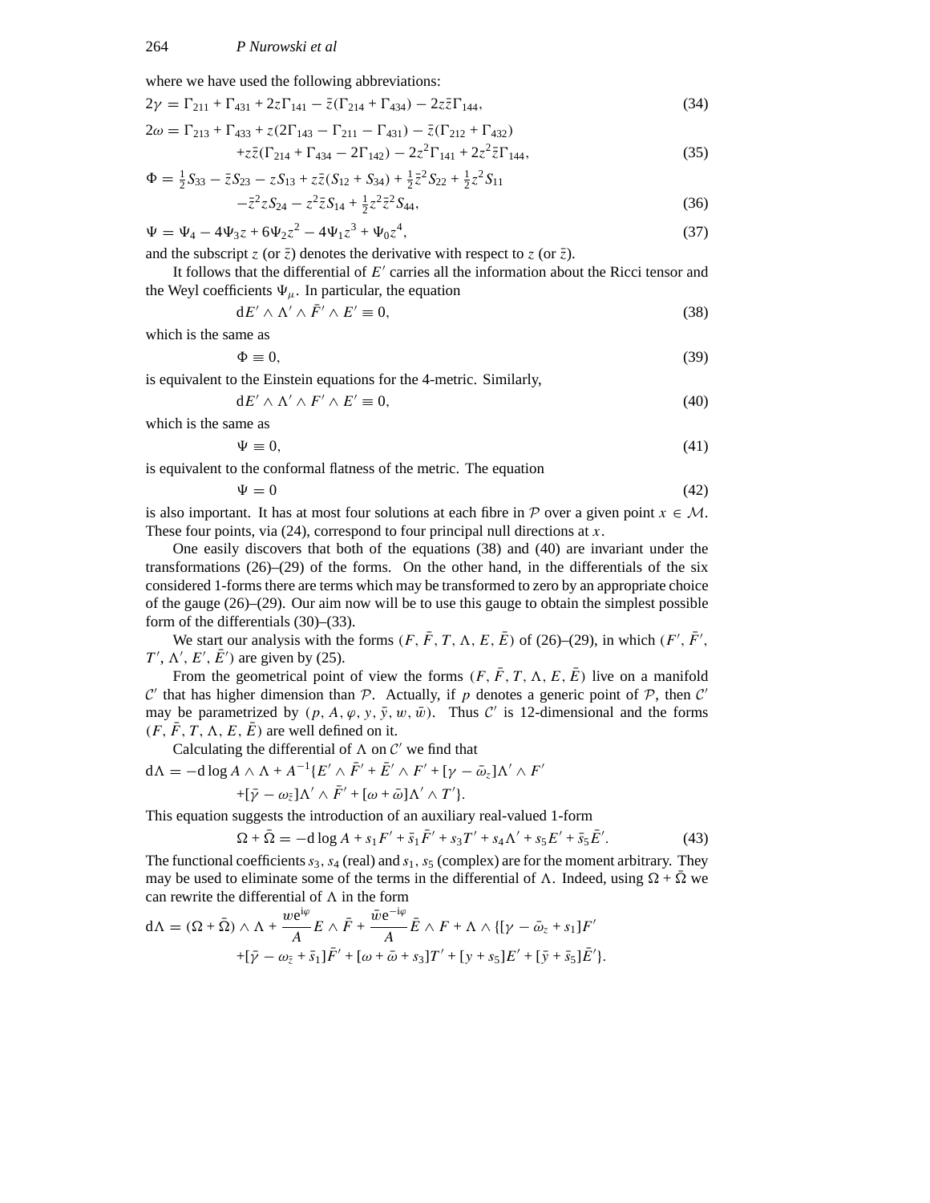where we have used the following abbreviations:

$$2\gamma = \Gamma_{211} + \Gamma_{431} + 2z\Gamma_{141} - \bar{z}(\Gamma_{214} + \Gamma_{434}) - 2z\bar{z}\Gamma_{144}, \tag{34}$$

$$\begin{aligned}2\omega = {} & \Gamma_{213} + \Gamma_{433} + z(2\Gamma_{143} - \Gamma_{211} - \Gamma_{431}) - \bar{z}(\Gamma_{212} + \Gamma_{432}) \\ & + z\bar{z}(\Gamma_{214} + \Gamma_{434} - 2\Gamma_{142}) - 2z^2\Gamma_{141} + 2z^2\bar{z}\Gamma_{144},\end{aligned} \tag{35}$$

$$\begin{aligned}\Phi = {} & \tfrac{1}{2}S_{33} - \bar{z}S_{23} - zS_{13} + z\bar{z}(S_{12} + S_{34}) + \tfrac{1}{2}\bar{z}^2 S_{22} + \tfrac{1}{2}z^2 S_{11} \\ & - \bar{z}^2 z S_{24} - z^2\bar{z}S_{14} + \tfrac{1}{2}z^2\bar{z}^2 S_{44},\end{aligned} \tag{36}$$

$$\Psi = \Psi_4 - 4\Psi_3 z + 6\Psi_2 z^2 - 4\Psi_1 z^3 + \Psi_0 z^4, \tag{37}$$

and the subscript $z$ (or $\bar{z}$) denotes the derivative with respect to $z$ (or $\bar{z}$).

It follows that the differential of $E'$ carries all the information about the Ricci tensor and the Weyl coefficients $\Psi_\mu$. In particular, the equation

$$\mathrm{d}E' \wedge \Lambda' \wedge \bar{F}' \wedge E' \equiv 0, \tag{38}$$

which is the same as

$$\Phi \equiv 0, \tag{39}$$

is equivalent to the Einstein equations for the 4-metric. Similarly,

$$\mathrm{d}E' \wedge \Lambda' \wedge F' \wedge E' \equiv 0, \tag{40}$$

which is the same as

$$\Psi \equiv 0, \tag{41}$$

is equivalent to the conformal flatness of the metric. The equation

$$\Psi = 0 \tag{42}$$

is also important. It has at most four solutions at each fibre in $\mathcal{P}$ over a given point $x \in \mathcal{M}$. These four points, via (24), correspond to four principal null directions at $x$.

One easily discovers that both of the equations (38) and (40) are invariant under the transformations (26)–(29) of the forms. On the other hand, in the differentials of the six considered 1-forms there are terms which may be transformed to zero by an appropriate choice of the gauge (26)–(29). Our aim now will be to use this gauge to obtain the simplest possible form of the differentials (30)–(33).

We start our analysis with the forms $(F, \bar{F}, T, \Lambda, E, \bar{E})$ of (26)–(29), in which $(F', \bar{F}', T', \Lambda', E', \bar{E}')$ are given by (25).

From the geometrical point of view the forms $(F, \bar{F}, T, \Lambda, E, \bar{E})$ live on a manifold $\mathcal{C}'$ that has higher dimension than $\mathcal{P}$. Actually, if $p$ denotes a generic point of $\mathcal{P}$, then $\mathcal{C}'$ may be parametrized by $(p, A, \varphi, y, \bar{y}, w, \bar{w})$. Thus $\mathcal{C}'$ is 12-dimensional and the forms $(F, \bar{F}, T, \Lambda, E, \bar{E})$ are well defined on it.

Calculating the differential of $\Lambda$ on $\mathcal{C}'$ we find that

$$\begin{aligned}\mathrm{d}\Lambda = {} & -\mathrm{d}\log A \wedge \Lambda + A^{-1}\{E' \wedge \bar{F}' + \bar{E}' \wedge F' + [\gamma - \bar{\omega}_z]\Lambda' \wedge F' \\ & + [\bar{\gamma} - \omega_{\bar{z}}]\Lambda' \wedge \bar{F}' + [\omega + \bar{\omega}]\Lambda' \wedge T'\}.\end{aligned}$$

This equation suggests the introduction of an auxiliary real-valued 1-form

$$\Omega + \bar{\Omega} = -\mathrm{d}\log A + s_1 F' + \bar{s}_1 \bar{F}' + s_3 T' + s_4 \Lambda' + s_5 E' + \bar{s}_5 \bar{E}'. \tag{43}$$

The functional coefficients $s_3$, $s_4$ (real) and $s_1$, $s_5$ (complex) are for the moment arbitrary. They may be used to eliminate some of the terms in the differential of $\Lambda$. Indeed, using $\Omega + \bar{\Omega}$ we can rewrite the differential of $\Lambda$ in the form

$$\begin{aligned}\mathrm{d}\Lambda = {} & (\Omega + \bar{\Omega}) \wedge \Lambda + \frac{w\mathrm{e}^{\mathrm{i}\varphi}}{A} E \wedge \bar{F} + \frac{\bar{w}\mathrm{e}^{-\mathrm{i}\varphi}}{A} \bar{E} \wedge F + \Lambda \wedge \{[\gamma - \bar{\omega}_z + s_1]F' \\ & + [\bar{\gamma} - \omega_{\bar{z}} + \bar{s}_1]\bar{F}' + [\omega + \bar{\omega} + s_3]T' + [y + s_5]E' + [\bar{y} + \bar{s}_5]\bar{E}'\}.\end{aligned}$$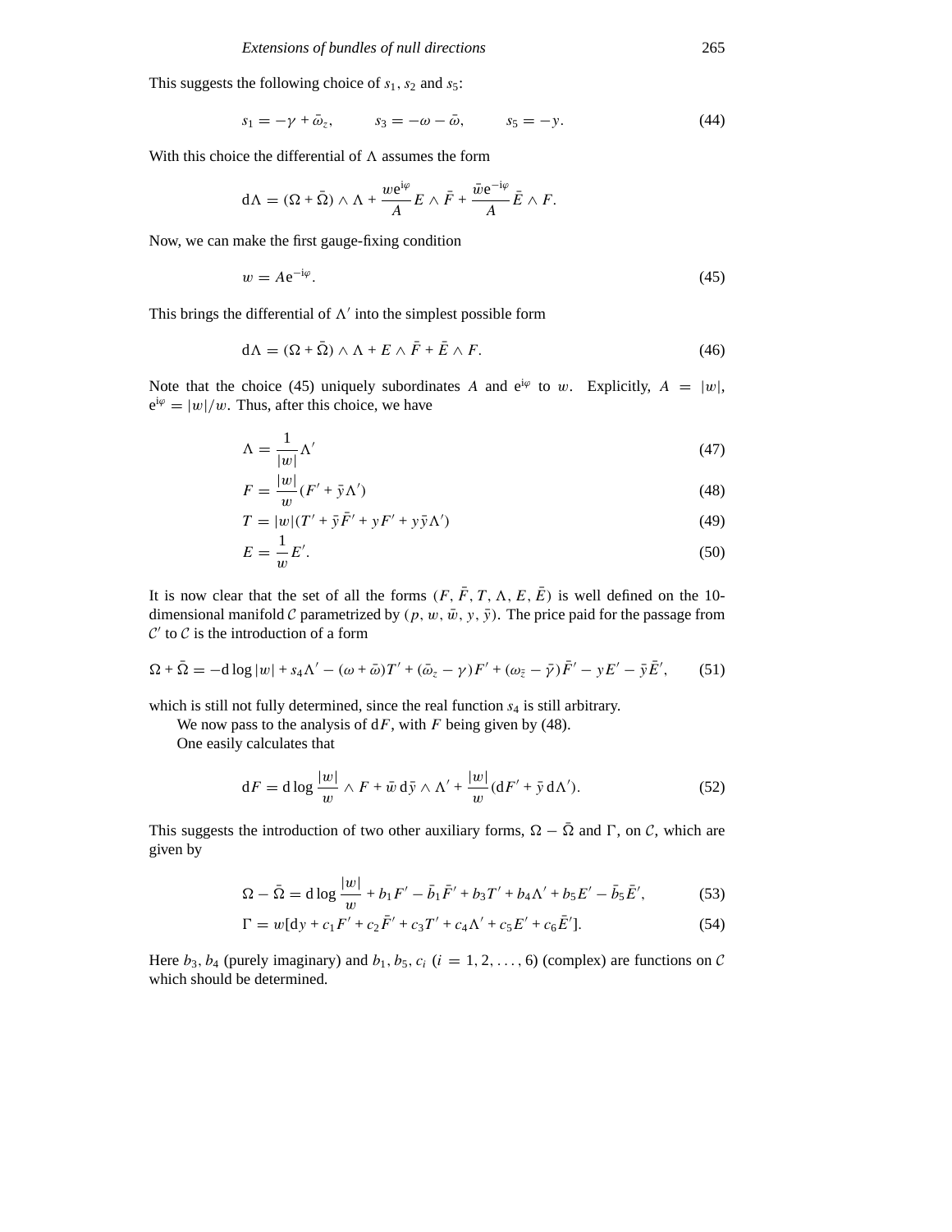This suggests the following choice of $s_1$, $s_2$ and $s_5$:

$$s_1 = -\gamma + \bar{\omega}_z, \qquad s_3 = -\omega - \bar{\omega}, \qquad s_5 = -y. \tag{44}$$

With this choice the differential of $\Lambda$ assumes the form

$$\mathrm{d}\Lambda = (\Omega + \bar{\Omega}) \wedge \Lambda + \frac{w e^{i\varphi}}{A} E \wedge \bar{F} + \frac{\bar{w} e^{-i\varphi}}{A} \bar{E} \wedge F.$$

Now, we can make the first gauge-fixing condition

$$w = A e^{-i\varphi}. \tag{45}$$

This brings the differential of $\Lambda'$ into the simplest possible form

$$\mathrm{d}\Lambda = (\Omega + \bar{\Omega}) \wedge \Lambda + E \wedge \bar{F} + \bar{E} \wedge F. \tag{46}$$

Note that the choice (45) uniquely subordinates $A$ and $e^{i\varphi}$ to $w$. Explicitly, $A = |w|$, $e^{i\varphi} = |w|/w$. Thus, after this choice, we have

$$\Lambda = \frac{1}{|w|} \Lambda' \tag{47}$$

$$F = \frac{|w|}{w} (F' + \bar{y} \Lambda') \tag{48}$$

$$T = |w| (T' + \bar{y} \bar{F}' + y F' + y \bar{y} \Lambda') \tag{49}$$

$$E = \frac{1}{w} E'. \tag{50}$$

It is now clear that the set of all the forms $(F, \bar{F}, T, \Lambda, E, \bar{E})$ is well defined on the 10-dimensional manifold $\mathcal{C}$ parametrized by $(p, w, \bar{w}, y, \bar{y})$. The price paid for the passage from $\mathcal{C}'$ to $\mathcal{C}$ is the introduction of a form

$$\Omega + \bar{\Omega} = -\mathrm{d} \log |w| + s_4 \Lambda' - (\omega + \bar{\omega}) T' + (\bar{\omega}_z - \gamma) F' + (\omega_{\bar{z}} - \bar{\gamma}) \bar{F}' - y E' - \bar{y} \bar{E}', \tag{51}$$

which is still not fully determined, since the real function $s_4$ is still arbitrary.

We now pass to the analysis of $\mathrm{d}F$, with $F$ being given by (48).

One easily calculates that

$$\mathrm{d}F = \mathrm{d} \log \frac{|w|}{w} \wedge F + \bar{w} \, \mathrm{d}\bar{y} \wedge \Lambda' + \frac{|w|}{w} (\mathrm{d}F' + \bar{y} \, \mathrm{d}\Lambda'). \tag{52}$$

This suggests the introduction of two other auxiliary forms, $\Omega - \bar{\Omega}$ and $\Gamma$, on $\mathcal{C}$, which are given by

$$\Omega - \bar{\Omega} = \mathrm{d} \log \frac{|w|}{w} + b_1 F' - \bar{b}_1 \bar{F}' + b_3 T' + b_4 \Lambda' + b_5 E' - \bar{b}_5 \bar{E}', \tag{53}$$

$$\Gamma = w[\mathrm{d}y + c_1 F' + c_2 \bar{F}' + c_3 T' + c_4 \Lambda' + c_5 E' + c_6 \bar{E}']. \tag{54}$$

Here $b_3$, $b_4$ (purely imaginary) and $b_1$, $b_5$, $c_i$ ($i = 1, 2, \ldots, 6$) (complex) are functions on $\mathcal{C}$ which should be determined.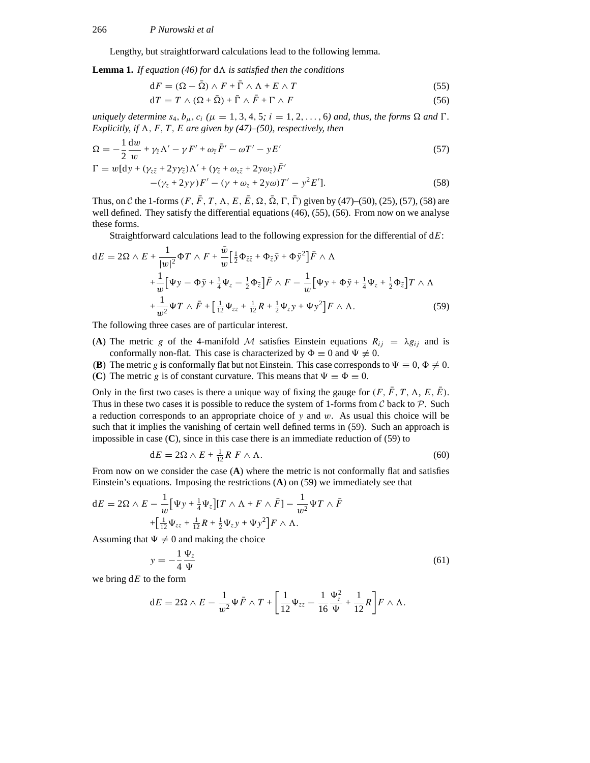Lengthy, but straightforward calculations lead to the following lemma.

**Lemma 1.** *If equation (46) for* $\mathrm{d}\Lambda$ *is satisfied then the conditions*

$$\mathrm{d}F = (\Omega - \bar{\Omega}) \wedge F + \bar{\Gamma} \wedge \Lambda + E \wedge T \tag{55}$$

$$\mathrm{d}T = T \wedge (\Omega + \bar{\Omega}) + \bar{\Gamma} \wedge \bar{F} + \Gamma \wedge F \tag{56}$$

*uniquely determine* $s_4, b_\mu, c_i$ *(*$\mu = 1, 3, 4, 5$*;* $i = 1, 2, \ldots, 6$*) and, thus, the forms* $\Omega$ *and* $\Gamma$*. Explicitly, if* $\Lambda, F, T, E$ *are given by (47)–(50), respectively, then*

$$\Omega = -\frac{1}{2}\frac{\mathrm{d}w}{w} + \gamma_{\bar{z}}\Lambda' - \gamma F' + \omega_{\bar{z}}\bar{F}' - \omega T' - yE' \tag{57}$$

$$\begin{aligned}\Gamma = w[&\mathrm{d}y + (\gamma_{z\bar{z}} + 2y\gamma_{\bar{z}})\Lambda' + (\gamma_{\bar{z}} + \omega_{z\bar{z}} + 2y\omega_{\bar{z}})\bar{F}' \\ &-(\gamma_z + 2y\gamma)F' - (\gamma + \omega_z + 2y\omega)T' - y^2E'].\end{aligned} \tag{58}$$

Thus, on $\mathcal{C}$ the 1-forms $(F, \bar{F}, T, \Lambda, E, \bar{E}, \Omega, \bar{\Omega}, \Gamma, \bar{\Gamma})$ given by (47)–(50), (25), (57), (58) are well defined. They satisfy the differential equations (46), (55), (56). From now on we analyse these forms.

Straightforward calculations lead to the following expression for the differential of $\mathrm{d}E$:

$$\begin{aligned}\mathrm{d}E = {}& 2\Omega \wedge E + \frac{1}{|w|^2}\Phi T \wedge F + \frac{\bar{w}}{w}\left[\tfrac{1}{2}\Phi_{\bar{z}\bar{z}} + \Phi_{\bar{z}}\bar{y} + \Phi\bar{y}^2\right]\bar{F} \wedge \Lambda \\ &+\frac{1}{w}\left[\Psi y - \Phi\bar{y} + \tfrac{1}{4}\Psi_z - \tfrac{1}{2}\Phi_{\bar{z}}\right]\bar{F} \wedge F - \frac{1}{w}\left[\Psi y + \Phi\bar{y} + \tfrac{1}{4}\Psi_z + \tfrac{1}{2}\Phi_{\bar{z}}\right]T \wedge \Lambda \\ &+\frac{1}{w^2}\Psi T \wedge \bar{F} + \left[\tfrac{1}{12}\Psi_{zz} + \tfrac{1}{12}R + \tfrac{1}{2}\Psi_z y + \Psi y^2\right]F \wedge \Lambda.\end{aligned} \tag{59}$$

The following three cases are of particular interest.

(**A**) The metric $g$ of the 4-manifold $\mathcal{M}$ satisfies Einstein equations $R_{ij} = \lambda g_{ij}$ and is conformally non-flat. This case is characterized by $\Phi \equiv 0$ and $\Psi \not\equiv 0$.

(**B**) The metric $g$ is conformally flat but not Einstein. This case corresponds to $\Psi \equiv 0$, $\Phi \not\equiv 0$.

(**C**) The metric $g$ is of constant curvature. This means that $\Psi \equiv \Phi \equiv 0$.

Only in the first two cases is there a unique way of fixing the gauge for $(F, \bar{F}, T, \Lambda, E, \bar{E})$. Thus in these two cases it is possible to reduce the system of 1-forms from $\mathcal{C}$ back to $\mathcal{P}$. Such a reduction corresponds to an appropriate choice of $y$ and $w$. As usual this choice will be such that it implies the vanishing of certain well defined terms in (59). Such an approach is impossible in case (**C**), since in this case there is an immediate reduction of (59) to

$$\mathrm{d}E = 2\Omega \wedge E + \tfrac{1}{12}R\; F \wedge \Lambda. \tag{60}$$

From now on we consider the case (**A**) where the metric is not conformally flat and satisfies Einstein's equations. Imposing the restrictions (**A**) on (59) we immediately see that

$$\begin{aligned}\mathrm{d}E = {}& 2\Omega \wedge E - \frac{1}{w}\left[\Psi y + \tfrac{1}{4}\Psi_z\right][T \wedge \Lambda + F \wedge \bar{F}] - \frac{1}{w^2}\Psi T \wedge \bar{F} \\ &+\left[\tfrac{1}{12}\Psi_{zz} + \tfrac{1}{12}R + \tfrac{1}{2}\Psi_z y + \Psi y^2\right]F \wedge \Lambda.\end{aligned}$$

Assuming that $\Psi \neq 0$ and making the choice

$$y = -\frac{1}{4}\frac{\Psi_z}{\Psi} \tag{61}$$

we bring $\mathrm{d}E$ to the form

$$\mathrm{d}E = 2\Omega \wedge E - \frac{1}{w^2}\Psi\bar{F} \wedge T + \left[\frac{1}{12}\Psi_{zz} - \frac{1}{16}\frac{\Psi_z^2}{\Psi} + \frac{1}{12}R\right]F \wedge \Lambda.$$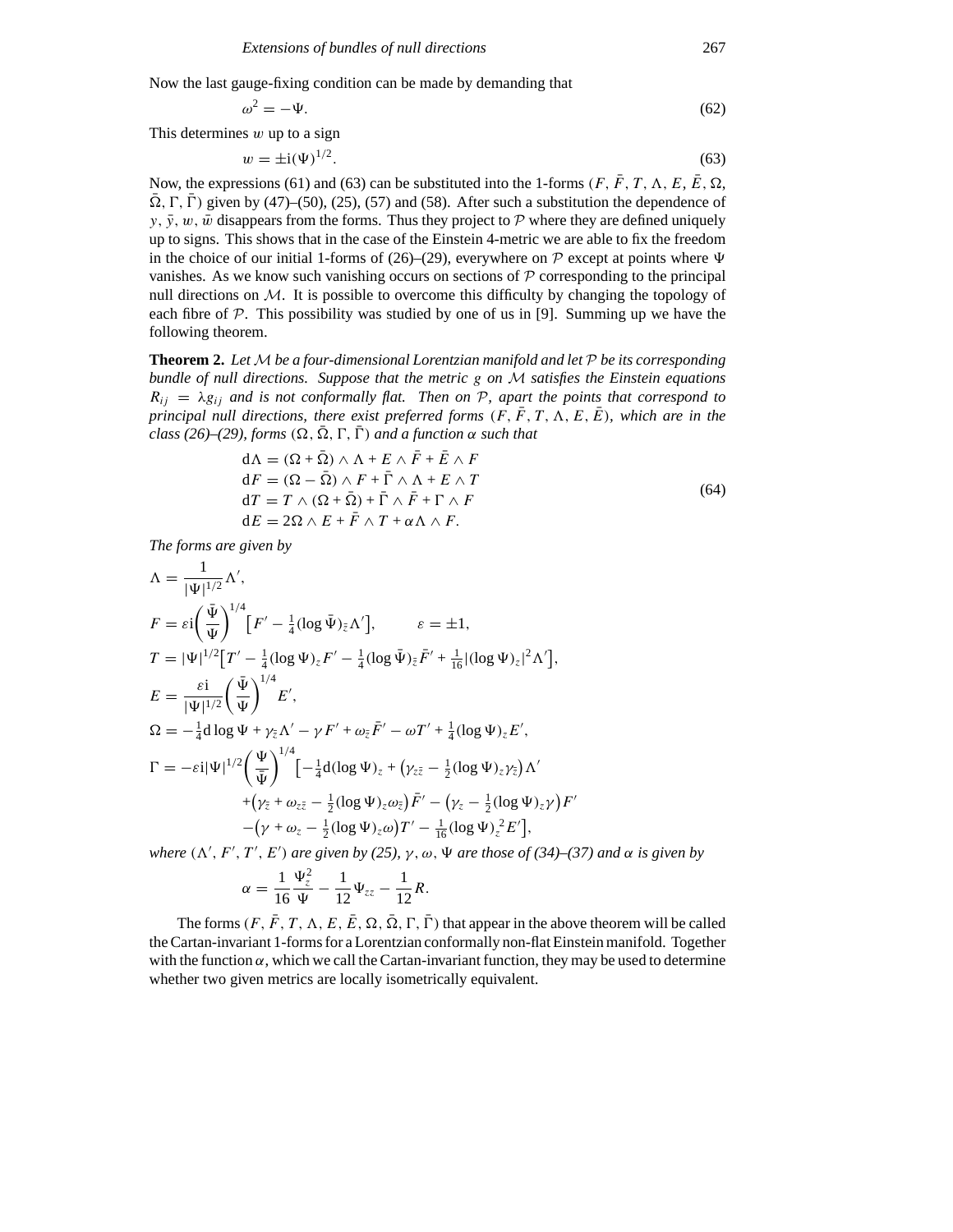Now the last gauge-fixing condition can be made by demanding that

$$\omega^2 = -\Psi. \tag{62}$$

This determines $w$ up to a sign

$$w = \pm \mathrm{i}(\Psi)^{1/2}. \tag{63}$$

Now, the expressions (61) and (63) can be substituted into the 1-forms $(F, \bar{F}, T, \Lambda, E, \bar{E}, \Omega, \bar{\Omega}, \Gamma, \bar{\Gamma})$ given by (47)–(50), (25), (57) and (58). After such a substitution the dependence of $y, \bar{y}, w, \bar{w}$ disappears from the forms. Thus they project to $\mathcal{P}$ where they are defined uniquely up to signs. This shows that in the case of the Einstein 4-metric we are able to fix the freedom in the choice of our initial 1-forms of (26)–(29), everywhere on $\mathcal{P}$ except at points where $\Psi$ vanishes. As we know such vanishing occurs on sections of $\mathcal{P}$ corresponding to the principal null directions on $\mathcal{M}$. It is possible to overcome this difficulty by changing the topology of each fibre of $\mathcal{P}$. This possibility was studied by one of us in [9]. Summing up we have the following theorem.

**Theorem 2.** *Let $\mathcal{M}$ be a four-dimensional Lorentzian manifold and let $\mathcal{P}$ be its corresponding bundle of null directions. Suppose that the metric $g$ on $\mathcal{M}$ satisfies the Einstein equations $R_{ij} = \lambda g_{ij}$ and is not conformally flat. Then on $\mathcal{P}$, apart the points that correspond to principal null directions, there exist preferred forms $(F, \bar{F}, T, \Lambda, E, \bar{E})$, which are in the class (26)–(29), forms $(\Omega, \bar{\Omega}, \Gamma, \bar{\Gamma})$ and a function $\alpha$ such that*

$$\begin{aligned}
\mathrm{d}\Lambda &= (\Omega + \bar{\Omega}) \wedge \Lambda + E \wedge \bar{F} + \bar{E} \wedge F \\
\mathrm{d}F &= (\Omega - \bar{\Omega}) \wedge F + \bar{\Gamma} \wedge \Lambda + E \wedge T \\
\mathrm{d}T &= T \wedge (\Omega + \bar{\Omega}) + \bar{\Gamma} \wedge \bar{F} + \Gamma \wedge F \\
\mathrm{d}E &= 2\Omega \wedge E + \bar{F} \wedge T + \alpha \Lambda \wedge F.
\end{aligned} \tag{64}$$

*The forms are given by*

$$\Lambda = \frac{1}{|\Psi|^{1/2}} \Lambda',$$

$$F = \varepsilon \mathrm{i} \left( \frac{\bar{\Psi}}{\Psi} \right)^{1/4} \left[ F' - \tfrac{1}{4} (\log \bar{\Psi})_{\bar{z}} \Lambda' \right], \qquad \varepsilon = \pm 1,$$

$$T = |\Psi|^{1/2} \left[ T' - \tfrac{1}{4} (\log \Psi)_z F' - \tfrac{1}{4} (\log \bar{\Psi})_{\bar{z}} \bar{F}' + \tfrac{1}{16} |(\log \Psi)_z|^2 \Lambda' \right],$$

$$E = \frac{\varepsilon \mathrm{i}}{|\Psi|^{1/2}} \left( \frac{\bar{\Psi}}{\Psi} \right)^{1/4} E',$$

$$\Omega = -\tfrac{1}{4} \mathrm{d} \log \Psi + \gamma_{\bar{z}} \Lambda' - \gamma F' + \omega_{\bar{z}} \bar{F}' - \omega T' + \tfrac{1}{4} (\log \Psi)_z E',$$

$$\begin{aligned}
\Gamma = -\varepsilon \mathrm{i} |\Psi|^{1/2} \left( \frac{\Psi}{\bar{\Psi}} \right)^{1/4} \Big[ &-\tfrac{1}{4} \mathrm{d} (\log \Psi)_z + \left( \gamma_{z\bar{z}} - \tfrac{1}{2} (\log \Psi)_z \gamma_{\bar{z}} \right) \Lambda' \\
&+ \left( \gamma_{\bar{z}} + \omega_{z\bar{z}} - \tfrac{1}{2} (\log \Psi)_z \omega_{\bar{z}} \right) \bar{F}' - \left( \gamma_z - \tfrac{1}{2} (\log \Psi)_z \gamma \right) F' \\
&- \left( \gamma + \omega_z - \tfrac{1}{2} (\log \Psi)_z \omega \right) T' - \tfrac{1}{16} (\log \Psi)_z{}^2 E' \Big],
\end{aligned}$$

*where $(\Lambda', F', T', E')$ are given by (25), $\gamma, \omega, \Psi$ are those of (34)–(37) and $\alpha$ is given by*

$$\alpha = \frac{1}{16} \frac{\Psi_z^2}{\Psi} - \frac{1}{12} \Psi_{zz} - \frac{1}{12} R.$$

The forms $(F, \bar{F}, T, \Lambda, E, \bar{E}, \Omega, \bar{\Omega}, \Gamma, \bar{\Gamma})$ that appear in the above theorem will be called the Cartan-invariant 1-forms for a Lorentzian conformally non-flat Einstein manifold. Together with the function $\alpha$, which we call the Cartan-invariant function, they may be used to determine whether two given metrics are locally isometrically equivalent.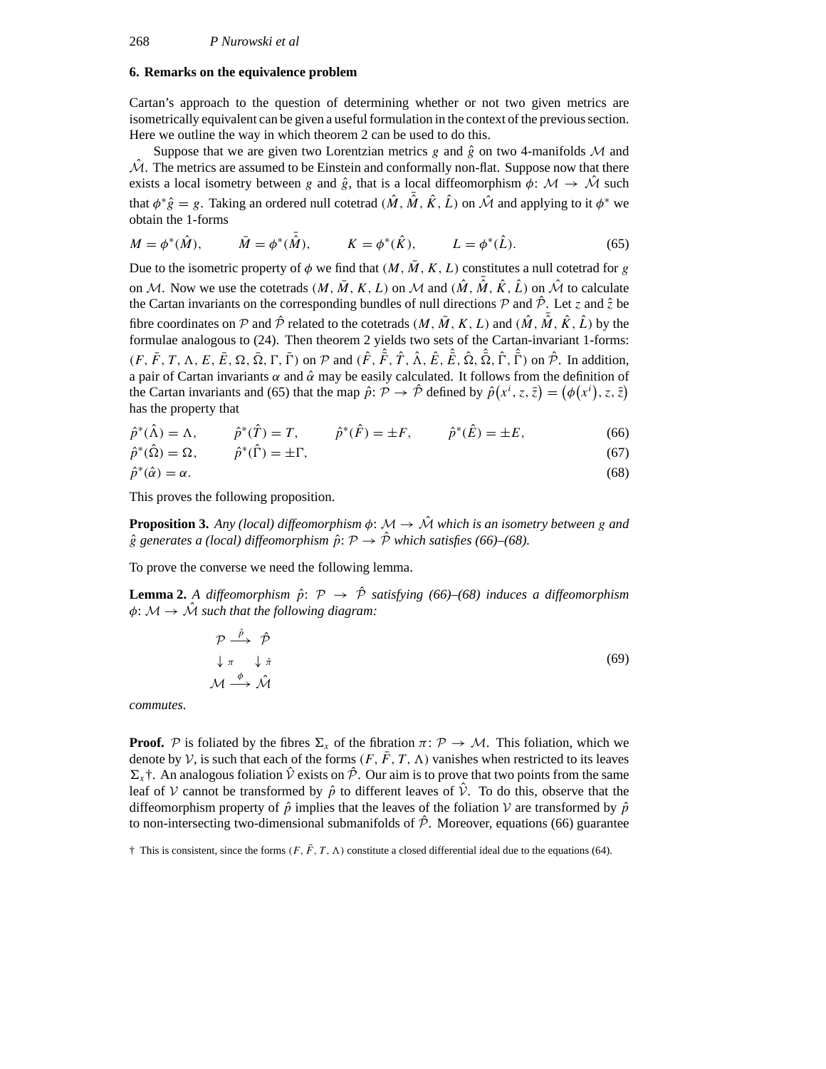## 6. Remarks on the equivalence problem

Cartan's approach to the question of determining whether or not two given metrics are isometrically equivalent can be given a useful formulation in the context of the previous section. Here we outline the way in which theorem 2 can be used to do this.

Suppose that we are given two Lorentzian metrics $g$ and $\hat{g}$ on two 4-manifolds $\mathcal{M}$ and $\hat{\mathcal{M}}$. The metrics are assumed to be Einstein and conformally non-flat. Suppose now that there exists a local isometry between $g$ and $\hat{g}$, that is a local diffeomorphism $\phi$: $\mathcal{M} \to \hat{\mathcal{M}}$ such that $\phi^*\hat{g} = g$. Taking an ordered null cotetrad $(\hat{M}, \bar{\hat{M}}, \hat{K}, \hat{L})$ on $\hat{\mathcal{M}}$ and applying to it $\phi^*$ we obtain the 1-forms

$$M = \phi^*(\hat{M}), \qquad \bar{M} = \phi^*(\bar{\hat{M}}), \qquad K = \phi^*(\hat{K}), \qquad L = \phi^*(\hat{L}). \tag{65}$$

Due to the isometric property of $\phi$ we find that $(M, \bar{M}, K, L)$ constitutes a null cotetrad for $g$ on $\mathcal{M}$. Now we use the cotetrads $(M, \bar{M}, K, L)$ on $\mathcal{M}$ and $(\hat{M}, \bar{\hat{M}}, \hat{K}, \hat{L})$ on $\hat{\mathcal{M}}$ to calculate the Cartan invariants on the corresponding bundles of null directions $\mathcal{P}$ and $\hat{\mathcal{P}}$. Let $z$ and $\hat{z}$ be fibre coordinates on $\mathcal{P}$ and $\hat{\mathcal{P}}$ related to the cotetrads $(M, \bar{M}, K, L)$ and $(\hat{M}, \bar{\hat{M}}, \hat{K}, \hat{L})$ by the formulae analogous to (24). Then theorem 2 yields two sets of the Cartan-invariant 1-forms: $(F, \bar{F}, T, \Lambda, E, \bar{E}, \Omega, \bar{\Omega}, \Gamma, \bar{\Gamma})$ on $\mathcal{P}$ and $(\hat{F}, \bar{\hat{F}}, \hat{T}, \hat{\Lambda}, \hat{E}, \bar{\hat{E}}, \hat{\Omega}, \bar{\hat{\Omega}}, \hat{\Gamma}, \bar{\hat{\Gamma}})$ on $\hat{\mathcal{P}}$. In addition, a pair of Cartan invariants $\alpha$ and $\hat{\alpha}$ may be easily calculated. It follows from the definition of the Cartan invariants and (65) that the map $\hat{p}$: $\mathcal{P} \to \hat{\mathcal{P}}$ defined by $\hat{p}(x^i, z, \bar{z}) = (\phi(x^i), z, \bar{z})$ has the property that

$$\hat{p}^*(\hat{\Lambda}) = \Lambda, \qquad \hat{p}^*(\hat{T}) = T, \qquad \hat{p}^*(\hat{F}) = \pm F, \qquad \hat{p}^*(\hat{E}) = \pm E, \tag{66}$$

$$\hat{p}^*(\hat{\Omega}) = \Omega, \qquad \hat{p}^*(\hat{\Gamma}) = \pm\Gamma, \tag{67}$$

$$\hat{p}^*(\hat{\alpha}) = \alpha. \tag{68}$$

This proves the following proposition.

**Proposition 3.** *Any (local) diffeomorphism $\phi$: $\mathcal{M} \to \hat{\mathcal{M}}$ which is an isometry between $g$ and $\hat{g}$ generates a (local) diffeomorphism $\hat{p}$: $\mathcal{P} \to \hat{\mathcal{P}}$ which satisfies (66)–(68).*

To prove the converse we need the following lemma.

**Lemma 2.** *A diffeomorphism $\hat{p}$: $\mathcal{P} \to \hat{\mathcal{P}}$ satisfying (66)–(68) induces a diffeomorphism $\phi$: $\mathcal{M} \to \hat{\mathcal{M}}$ such that the following diagram:*

$$\begin{array}{ccc} \mathcal{P} & \xrightarrow{\hat{p}} & \hat{\mathcal{P}} \\ \downarrow \pi & & \downarrow \hat{\pi} \\ \mathcal{M} & \xrightarrow{\phi} & \hat{\mathcal{M}} \end{array} \tag{69}$$

*commutes.*

**Proof.** $\mathcal{P}$ is foliated by the fibres $\Sigma_x$ of the fibration $\pi$: $\mathcal{P} \to \mathcal{M}$. This foliation, which we denote by $\mathcal{V}$, is such that each of the forms $(F, \bar{F}, T, \Lambda)$ vanishes when restricted to its leaves $\Sigma_x$†. An analogous foliation $\hat{\mathcal{V}}$ exists on $\hat{\mathcal{P}}$. Our aim is to prove that two points from the same leaf of $\mathcal{V}$ cannot be transformed by $\hat{p}$ to different leaves of $\hat{\mathcal{V}}$. To do this, observe that the diffeomorphism property of $\hat{p}$ implies that the leaves of the foliation $\mathcal{V}$ are transformed by $\hat{p}$ to non-intersecting two-dimensional submanifolds of $\hat{\mathcal{P}}$. Moreover, equations (66) guarantee

† This is consistent, since the forms $(F, \bar{F}, T, \Lambda)$ constitute a closed differential ideal due to the equations (64).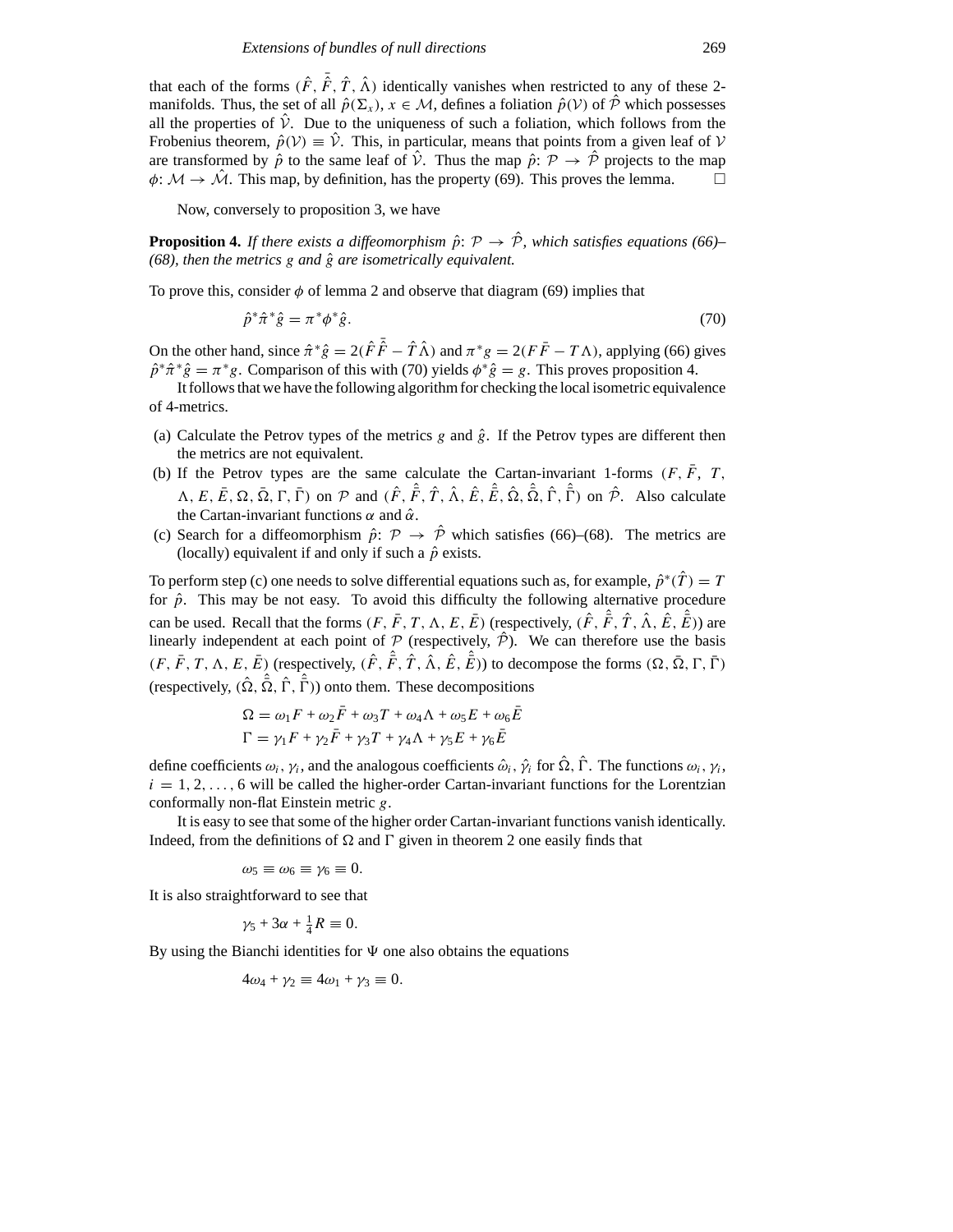that each of the forms $(\hat{F}, \hat{\bar{F}}, \hat{T}, \hat{\Lambda})$ identically vanishes when restricted to any of these 2-manifolds. Thus, the set of all $\hat{p}(\Sigma_x)$, $x \in \mathcal{M}$, defines a foliation $\hat{p}(\mathcal{V})$ of $\hat{\mathcal{P}}$ which possesses all the properties of $\hat{\mathcal{V}}$. Due to the uniqueness of such a foliation, which follows from the Frobenius theorem, $\hat{p}(\mathcal{V}) \equiv \hat{\mathcal{V}}$. This, in particular, means that points from a given leaf of $\mathcal{V}$ are transformed by $\hat{p}$ to the same leaf of $\hat{\mathcal{V}}$. Thus the map $\hat{p}: \mathcal{P} \to \hat{\mathcal{P}}$ projects to the map $\phi: \mathcal{M} \to \hat{\mathcal{M}}$. This map, by definition, has the property (69). This proves the lemma. □

Now, conversely to proposition 3, we have

**Proposition 4.** *If there exists a diffeomorphism $\hat{p}: \mathcal{P} \to \hat{\mathcal{P}}$, which satisfies equations (66)–(68), then the metrics $g$ and $\hat{g}$ are isometrically equivalent.*

To prove this, consider $\phi$ of lemma 2 and observe that diagram (69) implies that

$$\hat{p}^* \hat{\pi}^* \hat{g} = \pi^* \phi^* \hat{g}. \tag{70}$$

On the other hand, since $\hat{\pi}^* \hat{g} = 2(\hat{F}\hat{\bar{F}} - \hat{T}\hat{\Lambda})$ and $\pi^* g = 2(F\bar{F} - T\Lambda)$, applying (66) gives $\hat{p}^* \hat{\pi}^* \hat{g} = \pi^* g$. Comparison of this with (70) yields $\phi^* \hat{g} = g$. This proves proposition 4.

It follows that we have the following algorithm for checking the local isometric equivalence of 4-metrics.

(a) Calculate the Petrov types of the metrics $g$ and $\hat{g}$. If the Petrov types are different then the metrics are not equivalent.
(b) If the Petrov types are the same calculate the Cartan-invariant 1-forms $(F, \bar{F}, T, \Lambda, E, \bar{E}, \Omega, \bar{\Omega}, \Gamma, \bar{\Gamma})$ on $\mathcal{P}$ and $(\hat{F}, \hat{\bar{F}}, \hat{T}, \hat{\Lambda}, \hat{E}, \hat{\bar{E}}, \hat{\Omega}, \hat{\bar{\Omega}}, \hat{\Gamma}, \hat{\bar{\Gamma}})$ on $\hat{\mathcal{P}}$. Also calculate the Cartan-invariant functions $\alpha$ and $\hat{\alpha}$.
(c) Search for a diffeomorphism $\hat{p}: \mathcal{P} \to \hat{\mathcal{P}}$ which satisfies (66)–(68). The metrics are (locally) equivalent if and only if such a $\hat{p}$ exists.

To perform step (c) one needs to solve differential equations such as, for example, $\hat{p}^*(\hat{T}) = T$ for $\hat{p}$. This may be not easy. To avoid this difficulty the following alternative procedure can be used. Recall that the forms $(F, \bar{F}, T, \Lambda, E, \bar{E})$ (respectively, $(\hat{F}, \hat{\bar{F}}, \hat{T}, \hat{\Lambda}, \hat{E}, \hat{\bar{E}})$) are linearly independent at each point of $\mathcal{P}$ (respectively, $\hat{\mathcal{P}}$). We can therefore use the basis $(F, \bar{F}, T, \Lambda, E, \bar{E})$ (respectively, $(\hat{F}, \hat{\bar{F}}, \hat{T}, \hat{\Lambda}, \hat{E}, \hat{\bar{E}})$) to decompose the forms $(\Omega, \bar{\Omega}, \Gamma, \bar{\Gamma})$ (respectively, $(\hat{\Omega}, \hat{\bar{\Omega}}, \hat{\Gamma}, \hat{\bar{\Gamma}})$) onto them. These decompositions

$$\Omega = \omega_1 F + \omega_2 \bar{F} + \omega_3 T + \omega_4 \Lambda + \omega_5 E + \omega_6 \bar{E}$$
$$\Gamma = \gamma_1 F + \gamma_2 \bar{F} + \gamma_3 T + \gamma_4 \Lambda + \gamma_5 E + \gamma_6 \bar{E}$$

define coefficients $\omega_i$, $\gamma_i$, and the analogous coefficients $\hat{\omega}_i$, $\hat{\gamma}_i$ for $\hat{\Omega}$, $\hat{\Gamma}$. The functions $\omega_i$, $\gamma_i$, $i = 1, 2, \ldots, 6$ will be called the higher-order Cartan-invariant functions for the Lorentzian conformally non-flat Einstein metric $g$.

It is easy to see that some of the higher order Cartan-invariant functions vanish identically. Indeed, from the definitions of $\Omega$ and $\Gamma$ given in theorem 2 one easily finds that

$$\omega_5 \equiv \omega_6 \equiv \gamma_6 \equiv 0.$$

It is also straightforward to see that

$$\gamma_5 + 3\alpha + \tfrac{1}{4}R \equiv 0.$$

By using the Bianchi identities for $\Psi$ one also obtains the equations

$$4\omega_4 + \gamma_2 \equiv 4\omega_1 + \gamma_3 \equiv 0.$$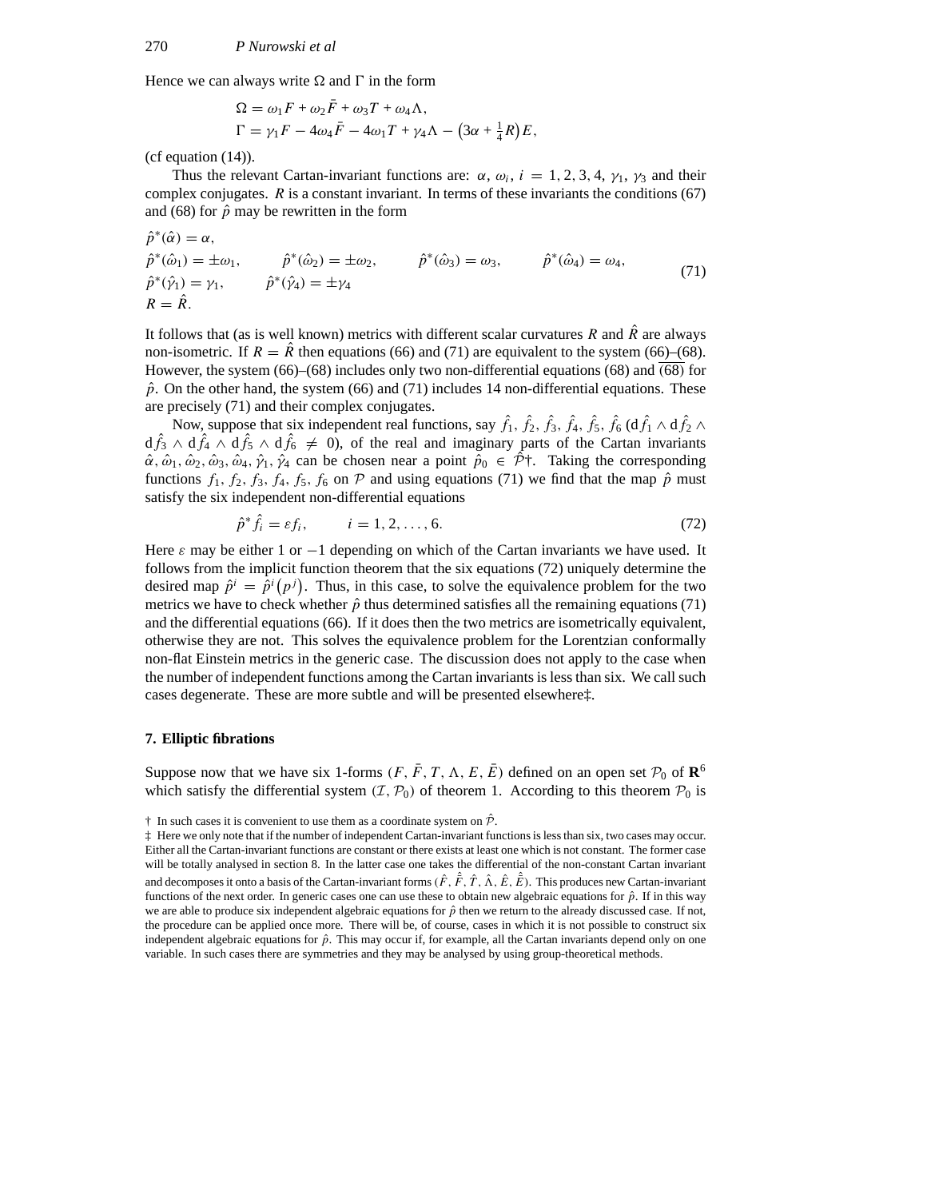Hence we can always write $\Omega$ and $\Gamma$ in the form

$$
\begin{aligned}
\Omega &= \omega_1 F + \omega_2 \bar{F} + \omega_3 T + \omega_4 \Lambda, \\
\Gamma &= \gamma_1 F - 4\omega_4 \bar{F} - 4\omega_1 T + \gamma_4 \Lambda - \left(3\alpha + \tfrac{1}{4}R\right)E,
\end{aligned}
$$

(cf equation (14)).

Thus the relevant Cartan-invariant functions are: $\alpha$, $\omega_i$, $i = 1, 2, 3, 4$, $\gamma_1$, $\gamma_3$ and their complex conjugates. $R$ is a constant invariant. In terms of these invariants the conditions (67) and (68) for $\hat{p}$ may be rewritten in the form

$$
\begin{aligned}
&\hat{p}^*(\hat{\alpha}) = \alpha, \\
&\hat{p}^*(\hat{\omega}_1) = \pm\omega_1, \qquad \hat{p}^*(\hat{\omega}_2) = \pm\omega_2, \qquad \hat{p}^*(\hat{\omega}_3) = \omega_3, \qquad \hat{p}^*(\hat{\omega}_4) = \omega_4, \\
&\hat{p}^*(\hat{\gamma}_1) = \gamma_1, \qquad \hat{p}^*(\hat{\gamma}_4) = \pm\gamma_4 \\
&R = \hat{R}.
\end{aligned}
\tag{71}
$$

It follows that (as is well known) metrics with different scalar curvatures $R$ and $\hat{R}$ are always non-isometric. If $R = \hat{R}$ then equations (66) and (71) are equivalent to the system (66)–(68). However, the system (66)–(68) includes only two non-differential equations (68) and $\overline{(68)}$ for $\hat{p}$. On the other hand, the system (66) and (71) includes 14 non-differential equations. These are precisely (71) and their complex conjugates.

Now, suppose that six independent real functions, say $\hat{f}_1, \hat{f}_2, \hat{f}_3, \hat{f}_4, \hat{f}_5, \hat{f}_6$ ($\mathrm{d}\hat{f}_1 \wedge \mathrm{d}\hat{f}_2 \wedge \mathrm{d}\hat{f}_3 \wedge \mathrm{d}\hat{f}_4 \wedge \mathrm{d}\hat{f}_5 \wedge \mathrm{d}\hat{f}_6 \neq 0$), of the real and imaginary parts of the Cartan invariants $\hat{\alpha}, \hat{\omega}_1, \hat{\omega}_2, \hat{\omega}_3, \hat{\omega}_4, \hat{\gamma}_1, \hat{\gamma}_4$ can be chosen near a point $\hat{p}_0 \in \hat{\mathcal{P}}$†. Taking the corresponding functions $f_1, f_2, f_3, f_4, f_5, f_6$ on $\mathcal{P}$ and using equations (71) we find that the map $\hat{p}$ must satisfy the six independent non-differential equations

$$
\hat{p}^* \hat{f}_i = \varepsilon f_i, \qquad i = 1, 2, \ldots, 6. \tag{72}
$$

Here $\varepsilon$ may be either 1 or $-1$ depending on which of the Cartan invariants we have used. It follows from the implicit function theorem that the six equations (72) uniquely determine the desired map $\hat{p}^i = \hat{p}^i(p^j)$. Thus, in this case, to solve the equivalence problem for the two metrics we have to check whether $\hat{p}$ thus determined satisfies all the remaining equations (71) and the differential equations (66). If it does then the two metrics are isometrically equivalent, otherwise they are not. This solves the equivalence problem for the Lorentzian conformally non-flat Einstein metrics in the generic case. The discussion does not apply to the case when the number of independent functions among the Cartan invariants is less than six. We call such cases degenerate. These are more subtle and will be presented elsewhere‡.

## 7. Elliptic fibrations

Suppose now that we have six 1-forms $(F, \bar{F}, T, \Lambda, E, \bar{E})$ defined on an open set $\mathcal{P}_0$ of $\mathbf{R}^6$ which satisfy the differential system $(\mathcal{I}, \mathcal{P}_0)$ of theorem 1. According to this theorem $\mathcal{P}_0$ is

† In such cases it is convenient to use them as a coordinate system on $\hat{\mathcal{P}}$.

‡ Here we only note that if the number of independent Cartan-invariant functions is less than six, two cases may occur. Either all the Cartan-invariant functions are constant or there exists at least one which is not constant. The former case will be totally analysed in section 8. In the latter case one takes the differential of the non-constant Cartan invariant and decomposes it onto a basis of the Cartan-invariant forms $(\hat{F}, \hat{\bar{F}}, \hat{T}, \hat{\Lambda}, \hat{E}, \hat{\bar{E}})$. This produces new Cartan-invariant functions of the next order. In generic cases one can use these to obtain new algebraic equations for $\hat{p}$. If in this way we are able to produce six independent algebraic equations for $\hat{p}$ then we return to the already discussed case. If not, the procedure can be applied once more. There will be, of course, cases in which it is not possible to construct six independent algebraic equations for $\hat{p}$. This may occur if, for example, all the Cartan invariants depend only on one variable. In such cases there are symmetries and they may be analysed by using group-theoretical methods.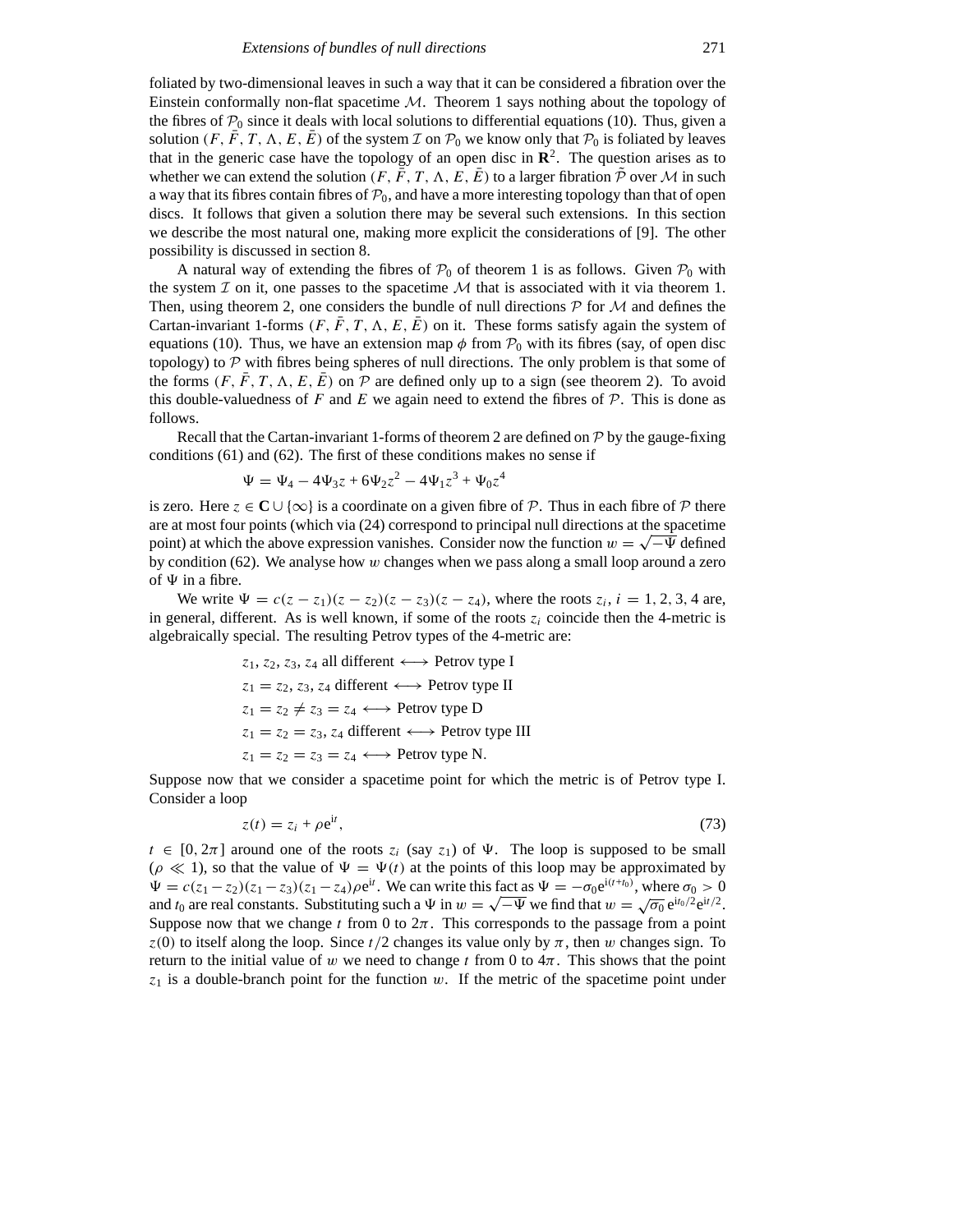foliated by two-dimensional leaves in such a way that it can be considered a fibration over the Einstein conformally non-flat spacetime $\mathcal{M}$. Theorem 1 says nothing about the topology of the fibres of $\mathcal{P}_0$ since it deals with local solutions to differential equations (10). Thus, given a solution $(F, \bar{F}, T, \Lambda, E, \bar{E})$ of the system $\mathcal{I}$ on $\mathcal{P}_0$ we know only that $\mathcal{P}_0$ is foliated by leaves that in the generic case have the topology of an open disc in $\mathbf{R}^2$. The question arises as to whether we can extend the solution $(F, \bar{F}, T, \Lambda, E, \bar{E})$ to a larger fibration $\tilde{\mathcal{P}}$ over $\mathcal{M}$ in such a way that its fibres contain fibres of $\mathcal{P}_0$, and have a more interesting topology than that of open discs. It follows that given a solution there may be several such extensions. In this section we describe the most natural one, making more explicit the considerations of [9]. The other possibility is discussed in section 8.

A natural way of extending the fibres of $\mathcal{P}_0$ of theorem 1 is as follows. Given $\mathcal{P}_0$ with the system $\mathcal{I}$ on it, one passes to the spacetime $\mathcal{M}$ that is associated with it via theorem 1. Then, using theorem 2, one considers the bundle of null directions $\mathcal{P}$ for $\mathcal{M}$ and defines the Cartan-invariant 1-forms $(F, \bar{F}, T, \Lambda, E, \bar{E})$ on it. These forms satisfy again the system of equations (10). Thus, we have an extension map $\phi$ from $\mathcal{P}_0$ with its fibres (say, of open disc topology) to $\mathcal{P}$ with fibres being spheres of null directions. The only problem is that some of the forms $(F, \bar{F}, T, \Lambda, E, \bar{E})$ on $\mathcal{P}$ are defined only up to a sign (see theorem 2). To avoid this double-valuedness of $F$ and $E$ we again need to extend the fibres of $\mathcal{P}$. This is done as follows.

Recall that the Cartan-invariant 1-forms of theorem 2 are defined on $\mathcal{P}$ by the gauge-fixing conditions (61) and (62). The first of these conditions makes no sense if

$$\Psi = \Psi_4 - 4\Psi_3 z + 6\Psi_2 z^2 - 4\Psi_1 z^3 + \Psi_0 z^4$$

is zero. Here $z \in \mathbf{C} \cup \{\infty\}$ is a coordinate on a given fibre of $\mathcal{P}$. Thus in each fibre of $\mathcal{P}$ there are at most four points (which via (24) correspond to principal null directions at the spacetime point) at which the above expression vanishes. Consider now the function $w = \sqrt{-\Psi}$ defined by condition (62). We analyse how $w$ changes when we pass along a small loop around a zero of $\Psi$ in a fibre.

We write $\Psi = c(z - z_1)(z - z_2)(z - z_3)(z - z_4)$, where the roots $z_i$, $i = 1, 2, 3, 4$ are, in general, different. As is well known, if some of the roots $z_i$ coincide then the 4-metric is algebraically special. The resulting Petrov types of the 4-metric are:

$$
\begin{aligned}
&z_1, z_2, z_3, z_4 \text{ all different} \longleftrightarrow \text{Petrov type I}\\
&z_1 = z_2, z_3, z_4 \text{ different} \longleftrightarrow \text{Petrov type II}\\
&z_1 = z_2 \neq z_3 = z_4 \longleftrightarrow \text{Petrov type D}\\
&z_1 = z_2 = z_3, z_4 \text{ different} \longleftrightarrow \text{Petrov type III}\\
&z_1 = z_2 = z_3 = z_4 \longleftrightarrow \text{Petrov type N.}
\end{aligned}
$$

Suppose now that we consider a spacetime point for which the metric is of Petrov type I. Consider a loop

$$z(t) = z_i + \rho \mathrm{e}^{\mathrm{i}t}, \tag{73}$$

$t \in [0, 2\pi]$ around one of the roots $z_i$ (say $z_1$) of $\Psi$. The loop is supposed to be small ($\rho \ll 1$), so that the value of $\Psi = \Psi(t)$ at the points of this loop may be approximated by $\Psi = c(z_1 - z_2)(z_1 - z_3)(z_1 - z_4)\rho \mathrm{e}^{\mathrm{i}t}$. We can write this fact as $\Psi = -\sigma_0 \mathrm{e}^{\mathrm{i}(t+t_0)}$, where $\sigma_0 > 0$ and $t_0$ are real constants. Substituting such a $\Psi$ in $w = \sqrt{-\Psi}$ we find that $w = \sqrt{\sigma_0}\, \mathrm{e}^{\mathrm{i}t_0/2} \mathrm{e}^{\mathrm{i}t/2}$. Suppose now that we change $t$ from 0 to $2\pi$. This corresponds to the passage from a point $z(0)$ to itself along the loop. Since $t/2$ changes its value only by $\pi$, then $w$ changes sign. To return to the initial value of $w$ we need to change $t$ from 0 to $4\pi$. This shows that the point $z_1$ is a double-branch point for the function $w$. If the metric of the spacetime point under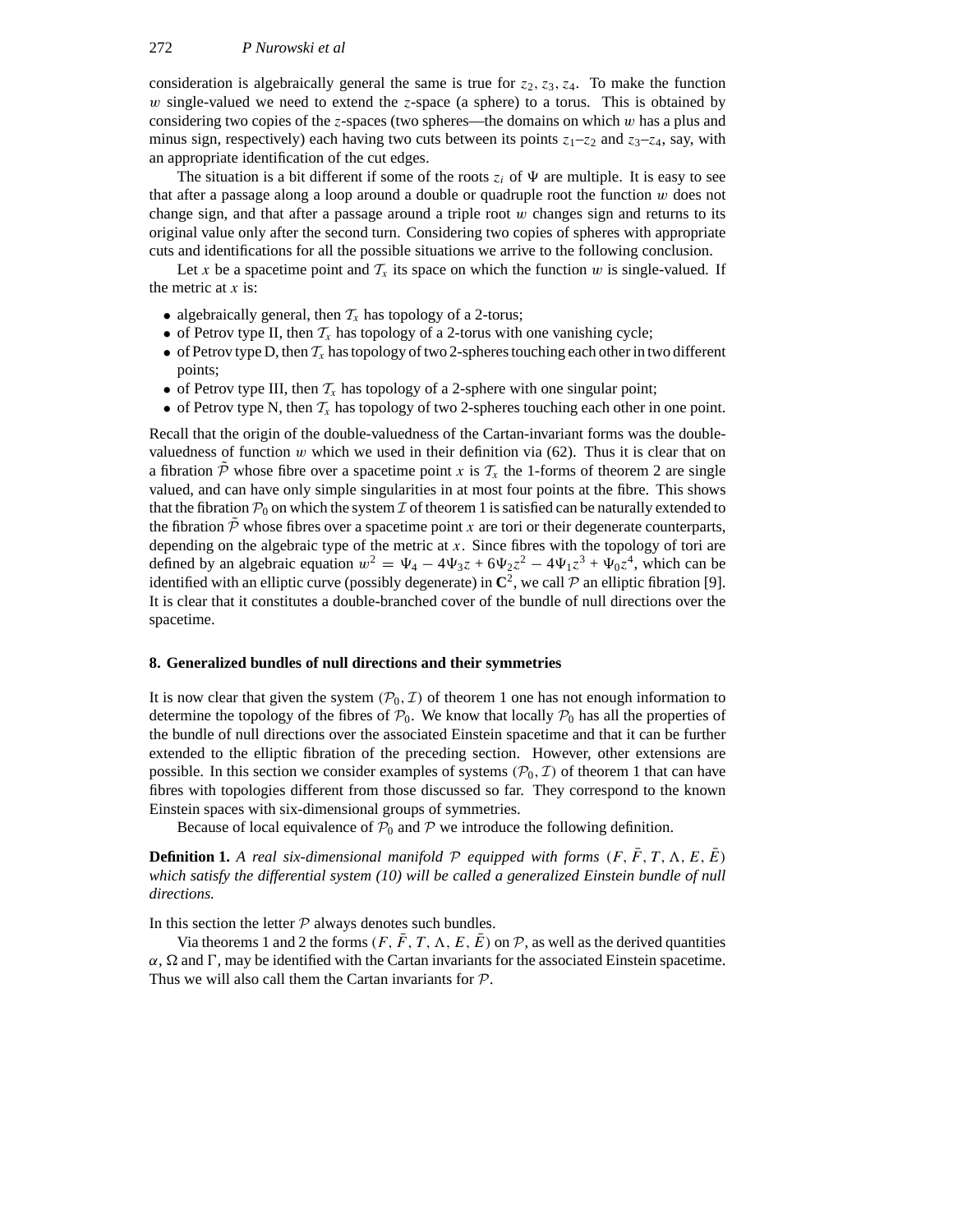consideration is algebraically general the same is true for $z_2, z_3, z_4$. To make the function $w$ single-valued we need to extend the $z$-space (a sphere) to a torus. This is obtained by considering two copies of the $z$-spaces (two spheres—the domains on which $w$ has a plus and minus sign, respectively) each having two cuts between its points $z_1$–$z_2$ and $z_3$–$z_4$, say, with an appropriate identification of the cut edges.

The situation is a bit different if some of the roots $z_i$ of $\Psi$ are multiple. It is easy to see that after a passage along a loop around a double or quadruple root the function $w$ does not change sign, and that after a passage around a triple root $w$ changes sign and returns to its original value only after the second turn. Considering two copies of spheres with appropriate cuts and identifications for all the possible situations we arrive to the following conclusion.

Let $x$ be a spacetime point and $\mathcal{T}_x$ its space on which the function $w$ is single-valued. If the metric at $x$ is:

- algebraically general, then $\mathcal{T}_x$ has topology of a 2-torus;
- of Petrov type II, then $\mathcal{T}_x$ has topology of a 2-torus with one vanishing cycle;
- of Petrov type D, then $\mathcal{T}_x$ has topology of two 2-spheres touching each other in two different points;
- of Petrov type III, then $\mathcal{T}_x$ has topology of a 2-sphere with one singular point;
- of Petrov type N, then $\mathcal{T}_x$ has topology of two 2-spheres touching each other in one point.

Recall that the origin of the double-valuedness of the Cartan-invariant forms was the double-valuedness of function $w$ which we used in their definition via (62). Thus it is clear that on a fibration $\tilde{\mathcal{P}}$ whose fibre over a spacetime point $x$ is $\mathcal{T}_x$ the 1-forms of theorem 2 are single valued, and can have only simple singularities in at most four points at the fibre. This shows that the fibration $\mathcal{P}_0$ on which the system $\mathcal{I}$ of theorem 1 is satisfied can be naturally extended to the fibration $\tilde{\mathcal{P}}$ whose fibres over a spacetime point $x$ are tori or their degenerate counterparts, depending on the algebraic type of the metric at $x$. Since fibres with the topology of tori are defined by an algebraic equation $w^2 = \Psi_4 - 4\Psi_3 z + 6\Psi_2 z^2 - 4\Psi_1 z^3 + \Psi_0 z^4$, which can be identified with an elliptic curve (possibly degenerate) in $\mathbf{C}^2$, we call $\mathcal{P}$ an elliptic fibration [9]. It is clear that it constitutes a double-branched cover of the bundle of null directions over the spacetime.

## 8. Generalized bundles of null directions and their symmetries

It is now clear that given the system $(\mathcal{P}_0, \mathcal{I})$ of theorem 1 one has not enough information to determine the topology of the fibres of $\mathcal{P}_0$. We know that locally $\mathcal{P}_0$ has all the properties of the bundle of null directions over the associated Einstein spacetime and that it can be further extended to the elliptic fibration of the preceding section. However, other extensions are possible. In this section we consider examples of systems $(\mathcal{P}_0, \mathcal{I})$ of theorem 1 that can have fibres with topologies different from those discussed so far. They correspond to the known Einstein spaces with six-dimensional groups of symmetries.

Because of local equivalence of $\mathcal{P}_0$ and $\mathcal{P}$ we introduce the following definition.

**Definition 1.** *A real six-dimensional manifold $\mathcal{P}$ equipped with forms $(F, \bar{F}, T, \Lambda, E, \bar{E})$ which satisfy the differential system (10) will be called a generalized Einstein bundle of null directions.*

In this section the letter $\mathcal{P}$ always denotes such bundles.

Via theorems 1 and 2 the forms $(F, \bar{F}, T, \Lambda, E, \bar{E})$ on $\mathcal{P}$, as well as the derived quantities $\alpha$, $\Omega$ and $\Gamma$, may be identified with the Cartan invariants for the associated Einstein spacetime. Thus we will also call them the Cartan invariants for $\mathcal{P}$.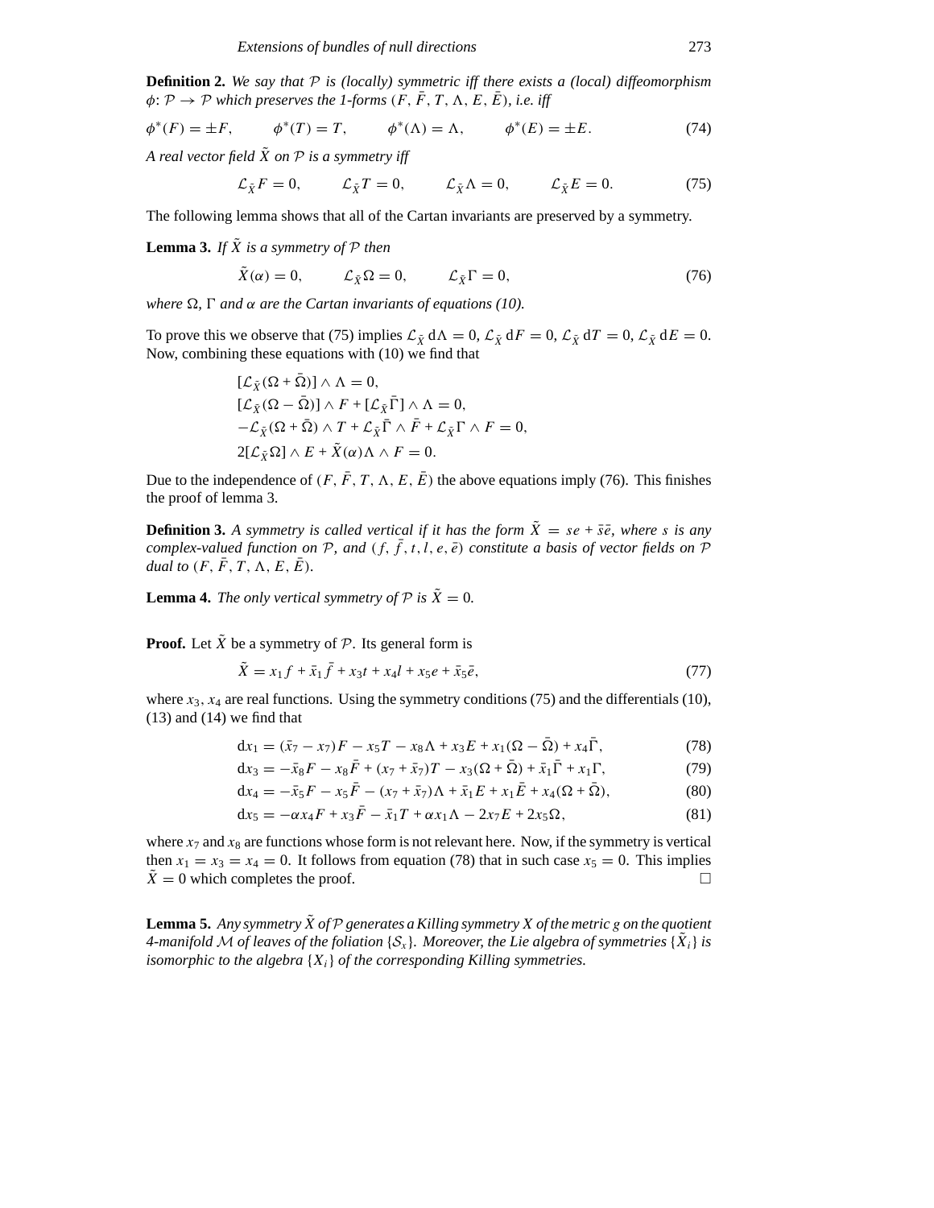**Definition 2.** *We say that $\mathcal{P}$ is (locally) symmetric iff there exists a (local) diffeomorphism $\phi\colon \mathcal{P} \to \mathcal{P}$ which preserves the 1-forms $(F, \bar{F}, T, \Lambda, E, \bar{E})$, i.e. iff*

$$\phi^*(F) = \pm F, \qquad \phi^*(T) = T, \qquad \phi^*(\Lambda) = \Lambda, \qquad \phi^*(E) = \pm E. \tag{74}$$

*A real vector field $\tilde{X}$ on $\mathcal{P}$ is a symmetry iff*

$$\mathcal{L}_{\tilde{X}} F = 0, \qquad \mathcal{L}_{\tilde{X}} T = 0, \qquad \mathcal{L}_{\tilde{X}} \Lambda = 0, \qquad \mathcal{L}_{\tilde{X}} E = 0. \tag{75}$$

The following lemma shows that all of the Cartan invariants are preserved by a symmetry.

**Lemma 3.** *If $\tilde{X}$ is a symmetry of $\mathcal{P}$ then*

$$\tilde{X}(\alpha) = 0, \qquad \mathcal{L}_{\tilde{X}} \Omega = 0, \qquad \mathcal{L}_{\tilde{X}} \Gamma = 0, \tag{76}$$

*where $\Omega$, $\Gamma$ and $\alpha$ are the Cartan invariants of equations (10).*

To prove this we observe that (75) implies $\mathcal{L}_{\tilde{X}}\, \mathrm{d}\Lambda = 0$, $\mathcal{L}_{\tilde{X}}\, \mathrm{d}F = 0$, $\mathcal{L}_{\tilde{X}}\, \mathrm{d}T = 0$, $\mathcal{L}_{\tilde{X}}\, \mathrm{d}E = 0$. Now, combining these equations with (10) we find that

$$\begin{aligned}
&[\mathcal{L}_{\tilde{X}}(\Omega + \bar{\Omega})] \wedge \Lambda = 0, \\
&[\mathcal{L}_{\tilde{X}}(\Omega - \bar{\Omega})] \wedge F + [\mathcal{L}_{\tilde{X}} \bar{\Gamma}] \wedge \Lambda = 0, \\
&-\mathcal{L}_{\tilde{X}}(\Omega + \bar{\Omega}) \wedge T + \mathcal{L}_{\tilde{X}} \bar{\Gamma} \wedge \bar{F} + \mathcal{L}_{\tilde{X}} \Gamma \wedge F = 0, \\
&2[\mathcal{L}_{\tilde{X}} \Omega] \wedge E + \tilde{X}(\alpha) \Lambda \wedge F = 0.
\end{aligned}$$

Due to the independence of $(F, \bar{F}, T, \Lambda, E, \bar{E})$ the above equations imply (76). This finishes the proof of lemma 3.

**Definition 3.** *A symmetry is called vertical if it has the form $\tilde{X} = se + \bar{s}\bar{e}$, where $s$ is any complex-valued function on $\mathcal{P}$, and $(f, \bar{f}, t, l, e, \bar{e})$ constitute a basis of vector fields on $\mathcal{P}$ dual to $(F, \bar{F}, T, \Lambda, E, \bar{E})$.*

**Lemma 4.** *The only vertical symmetry of $\mathcal{P}$ is $\tilde{X} = 0$.*

**Proof.** Let $\tilde{X}$ be a symmetry of $\mathcal{P}$. Its general form is

$$\tilde{X} = x_1 f + \bar{x}_1 \bar{f} + x_3 t + x_4 l + x_5 e + \bar{x}_5 \bar{e}, \tag{77}$$

where $x_3$, $x_4$ are real functions. Using the symmetry conditions (75) and the differentials (10), (13) and (14) we find that

$$\mathrm{d}x_1 = (\bar{x}_7 - x_7)F - x_5 T - x_8 \Lambda + x_3 E + x_1(\Omega - \bar{\Omega}) + x_4 \bar{\Gamma}, \tag{78}$$

$$\mathrm{d}x_3 = -\bar{x}_8 F - x_8 \bar{F} + (x_7 + \bar{x}_7)T - x_3(\Omega + \bar{\Omega}) + \bar{x}_1 \bar{\Gamma} + x_1 \Gamma, \tag{79}$$

$$\mathrm{d}x_4 = -\bar{x}_5 F - x_5 \bar{F} - (x_7 + \bar{x}_7)\Lambda + \bar{x}_1 E + x_1 \bar{E} + x_4(\Omega + \bar{\Omega}), \tag{80}$$

$$\mathrm{d}x_5 = -\alpha x_4 F + x_3 \bar{F} - \bar{x}_1 T + \alpha x_1 \Lambda - 2x_7 E + 2x_5 \Omega, \tag{81}$$

where $x_7$ and $x_8$ are functions whose form is not relevant here. Now, if the symmetry is vertical then $x_1 = x_3 = x_4 = 0$. It follows from equation (78) that in such case $x_5 = 0$. This implies $\tilde{X} = 0$ which completes the proof. □

**Lemma 5.** *Any symmetry $\tilde{X}$ of $\mathcal{P}$ generates a Killing symmetry $X$ of the metric $g$ on the quotient 4-manifold $\mathcal{M}$ of leaves of the foliation $\{\mathcal{S}_x\}$. Moreover, the Lie algebra of symmetries $\{\tilde{X}_i\}$ is isomorphic to the algebra $\{X_i\}$ of the corresponding Killing symmetries.*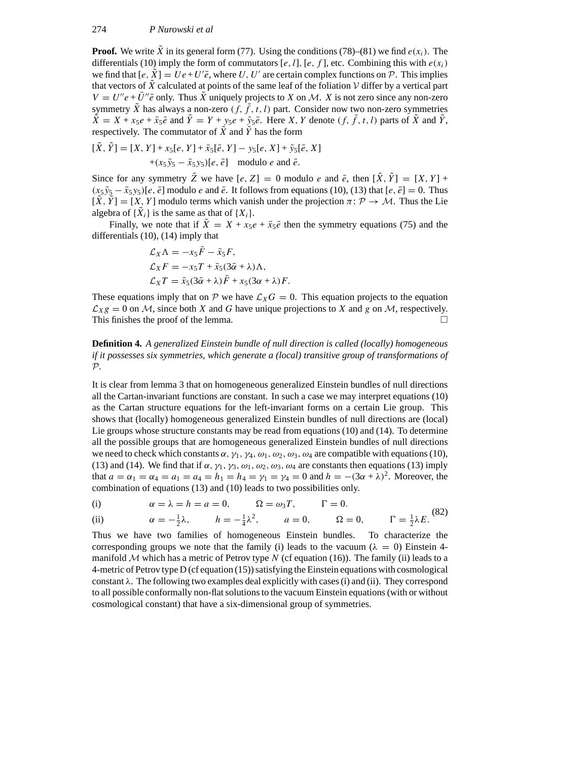**Proof.** We write $\tilde{X}$ in its general form (77). Using the conditions (78)–(81) we find $e(x_i)$. The differentials (10) imply the form of commutators $[e, l]$, $[e, f]$, etc. Combining this with $e(x_i)$ we find that $[e, \tilde{X}] = Ue + U'\bar{e}$, where $U, U'$ are certain complex functions on $\mathcal{P}$. This implies that vectors of $\tilde{X}$ calculated at points of the same leaf of the foliation $\mathcal{V}$ differ by a vertical part $V = U''e + \bar{U}''\bar{e}$ only. Thus $\tilde{X}$ uniquely projects to $X$ on $\mathcal{M}$. $X$ is not zero since any non-zero symmetry $\tilde{X}$ has always a non-zero $(f, \bar{f}, t, l)$ part. Consider now two non-zero symmetries $\tilde{X} = X + x_5 e + \bar{x}_5\bar{e}$ and $\tilde{Y} = Y + y_5 e + \bar{y}_5\bar{e}$. Here $X, Y$ denote $(f, \bar{f}, t, l)$ parts of $\tilde{X}$ and $\tilde{Y}$, respectively. The commutator of $\tilde{X}$ and $\tilde{Y}$ has the form

$$
\begin{aligned}
[\tilde{X}, \tilde{Y}] = [X, Y] + x_5[e, Y] + \bar{x}_5[\bar{e}, Y] - y_5[e, X] + \bar{y}_5[\bar{e}, X] \\
+ (x_5\bar{y}_5 - \bar{x}_5 y_5)[e, \bar{e}] \quad \text{modulo } e \text{ and } \bar{e}.
\end{aligned}
$$

Since for any symmetry $\tilde{Z}$ we have $[e, Z] = 0$ modulo $e$ and $\bar{e}$, then $[\tilde{X}, \tilde{Y}] = [X, Y] + (x_5\bar{y}_5 - \bar{x}_5 y_5)[e, \bar{e}]$ modulo $e$ and $\bar{e}$. It follows from equations (10), (13) that $[e, \bar{e}] = 0$. Thus $[\tilde{X}, \tilde{Y}] = [X, Y]$ modulo terms which vanish under the projection $\pi : \mathcal{P} \to \mathcal{M}$. Thus the Lie algebra of $\{\tilde{X}_i\}$ is the same as that of $\{X_i\}$.

Finally, we note that if $\tilde{X} = X + x_5 e + \bar{x}_5\bar{e}$ then the symmetry equations (75) and the differentials (10), (14) imply that

$$
\begin{aligned}
\mathcal{L}_X \Lambda &= -x_5 \bar{F} - \bar{x}_5 F, \\
\mathcal{L}_X F &= -x_5 T + \bar{x}_5(3\bar{\alpha} + \lambda)\Lambda, \\
\mathcal{L}_X T &= \bar{x}_5(3\bar{\alpha} + \lambda)\bar{F} + x_5(3\alpha + \lambda)F.
\end{aligned}
$$

These equations imply that on $\mathcal{P}$ we have $\mathcal{L}_X G = 0$. This equation projects to the equation $\mathcal{L}_X g = 0$ on $\mathcal{M}$, since both $X$ and $G$ have unique projections to $X$ and $g$ on $\mathcal{M}$, respectively. This finishes the proof of the lemma. □

**Definition 4.** *A generalized Einstein bundle of null direction is called (locally) homogeneous if it possesses six symmetries, which generate a (local) transitive group of transformations of $\mathcal{P}$.*

It is clear from lemma 3 that on homogeneous generalized Einstein bundles of null directions all the Cartan-invariant functions are constant. In such a case we may interpret equations (10) as the Cartan structure equations for the left-invariant forms on a certain Lie group. This shows that (locally) homogeneous generalized Einstein bundles of null directions are (local) Lie groups whose structure constants may be read from equations (10) and (14). To determine all the possible groups that are homogeneous generalized Einstein bundles of null directions we need to check which constants $\alpha, \gamma_1, \gamma_4, \omega_1, \omega_2, \omega_3, \omega_4$ are compatible with equations (10), (13) and (14). We find that if $\alpha, \gamma_1, \gamma_3, \omega_1, \omega_2, \omega_3, \omega_4$ are constants then equations (13) imply that $a = \alpha_1 = \alpha_4 = a_1 = a_4 = h_1 = h_4 = \gamma_1 = \gamma_4 = 0$ and $h = -(3\alpha + \lambda)^2$. Moreover, the combination of equations (13) and (10) leads to two possibilities only.

$$
\begin{aligned}
&\text{(i)} \qquad \alpha = \lambda = h = a = 0, \qquad \Omega = \omega_3 T, \qquad \Gamma = 0. \\
&\text{(ii)} \qquad \alpha = -\tfrac{1}{2}\lambda, \qquad h = -\tfrac{1}{4}\lambda^2, \qquad a = 0, \qquad \Omega = 0, \qquad \Gamma = \tfrac{1}{2}\lambda E.
\end{aligned}
\tag{82}
$$

Thus we have two families of homogeneous Einstein bundles. To characterize the corresponding groups we note that the family (i) leads to the vacuum ($\lambda = 0$) Einstein 4-manifold $\mathcal{M}$ which has a metric of Petrov type $N$ (cf equation (16)). The family (ii) leads to a 4-metric of Petrov type D (cf equation (15)) satisfying the Einstein equations with cosmological constant $\lambda$. The following two examples deal explicitly with cases (i) and (ii). They correspond to all possible conformally non-flat solutions to the vacuum Einstein equations (with or without cosmological constant) that have a six-dimensional group of symmetries.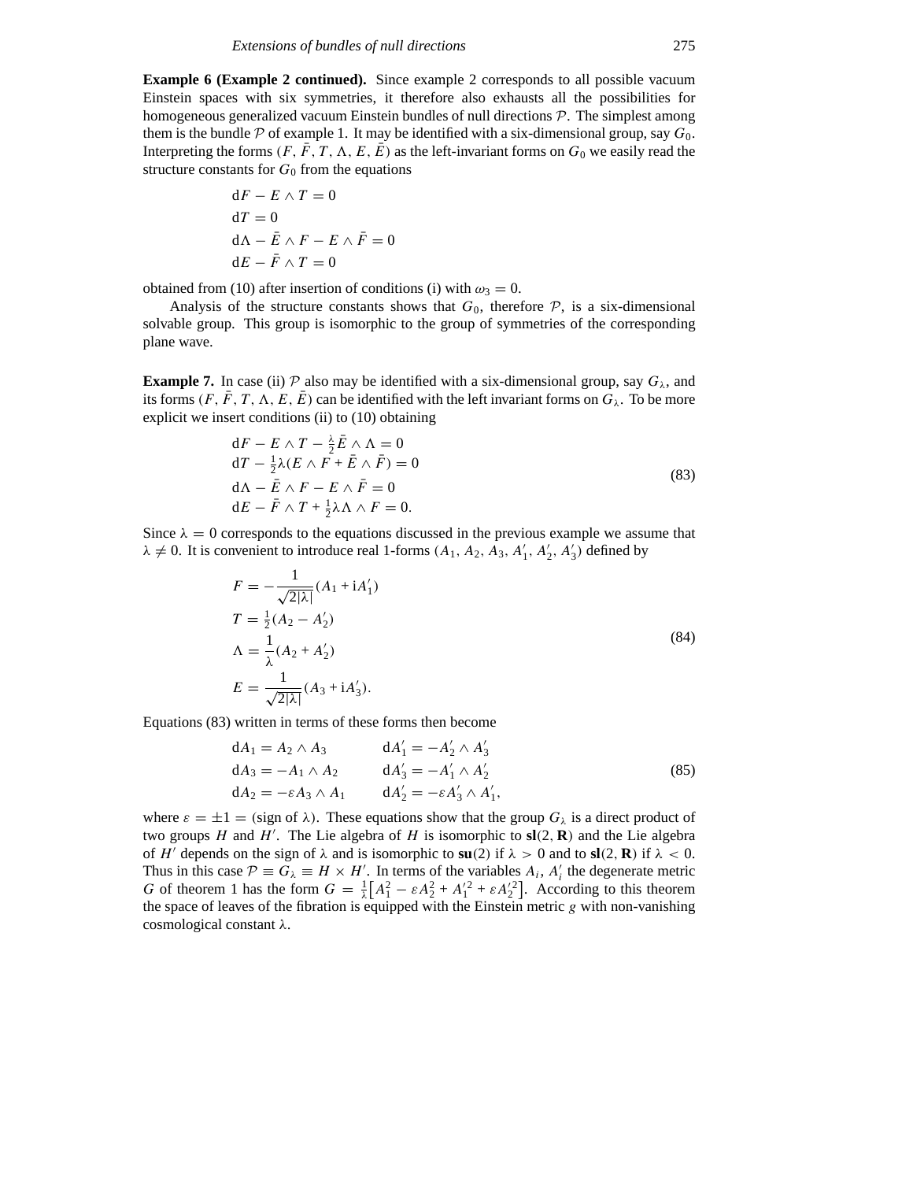**Example 6 (Example 2 continued).** Since example 2 corresponds to all possible vacuum Einstein spaces with six symmetries, it therefore also exhausts all the possibilities for homogeneous generalized vacuum Einstein bundles of null directions $\mathcal{P}$. The simplest among them is the bundle $\mathcal{P}$ of example 1. It may be identified with a six-dimensional group, say $G_0$. Interpreting the forms $(F, \bar{F}, T, \Lambda, E, \bar{E})$ as the left-invariant forms on $G_0$ we easily read the structure constants for $G_0$ from the equations

$$
\begin{aligned}
&\mathrm{d}F - E \wedge T = 0 \\
&\mathrm{d}T = 0 \\
&\mathrm{d}\Lambda - \bar{E} \wedge F - E \wedge \bar{F} = 0 \\
&\mathrm{d}E - \bar{F} \wedge T = 0
\end{aligned}
$$

obtained from (10) after insertion of conditions (i) with $\omega_3 = 0$.

Analysis of the structure constants shows that $G_0$, therefore $\mathcal{P}$, is a six-dimensional solvable group. This group is isomorphic to the group of symmetries of the corresponding plane wave.

**Example 7.** In case (ii) $\mathcal{P}$ also may be identified with a six-dimensional group, say $G_\lambda$, and its forms $(F, \bar{F}, T, \Lambda, E, \bar{E})$ can be identified with the left invariant forms on $G_\lambda$. To be more explicit we insert conditions (ii) to (10) obtaining

$$
\begin{aligned}
&\mathrm{d}F - E \wedge T - \tfrac{\lambda}{2}\bar{E} \wedge \Lambda = 0 \\
&\mathrm{d}T - \tfrac{1}{2}\lambda(E \wedge F + \bar{E} \wedge \bar{F}) = 0 \\
&\mathrm{d}\Lambda - \bar{E} \wedge F - E \wedge \bar{F} = 0 \\
&\mathrm{d}E - \bar{F} \wedge T + \tfrac{1}{2}\lambda\Lambda \wedge F = 0.
\end{aligned}
\tag{83}
$$

Since $\lambda = 0$ corresponds to the equations discussed in the previous example we assume that $\lambda \neq 0$. It is convenient to introduce real 1-forms $(A_1, A_2, A_3, A'_1, A'_2, A'_3)$ defined by

$$
\begin{aligned}
F &= -\frac{1}{\sqrt{2|\lambda|}}(A_1 + \mathrm{i}A'_1) \\
T &= \tfrac{1}{2}(A_2 - A'_2) \\
\Lambda &= \frac{1}{\lambda}(A_2 + A'_2) \\
E &= \frac{1}{\sqrt{2|\lambda|}}(A_3 + \mathrm{i}A'_3).
\end{aligned}
\tag{84}
$$

Equations (83) written in terms of these forms then become

$$
\begin{aligned}
&\mathrm{d}A_1 = A_2 \wedge A_3 \qquad && \mathrm{d}A'_1 = -A'_2 \wedge A'_3 \\
&\mathrm{d}A_3 = -A_1 \wedge A_2 \qquad && \mathrm{d}A'_3 = -A'_1 \wedge A'_2 \\
&\mathrm{d}A_2 = -\varepsilon A_3 \wedge A_1 \qquad && \mathrm{d}A'_2 = -\varepsilon A'_3 \wedge A'_1,
\end{aligned}
\tag{85}
$$

where $\varepsilon = \pm 1 = (\text{sign of } \lambda)$. These equations show that the group $G_\lambda$ is a direct product of two groups $H$ and $H'$. The Lie algebra of $H$ is isomorphic to $\mathbf{sl}(2, \mathbf{R})$ and the Lie algebra of $H'$ depends on the sign of $\lambda$ and is isomorphic to $\mathbf{su}(2)$ if $\lambda > 0$ and to $\mathbf{sl}(2, \mathbf{R})$ if $\lambda < 0$. Thus in this case $\mathcal{P} \equiv G_\lambda \equiv H \times H'$. In terms of the variables $A_i$, $A'_i$ the degenerate metric $G$ of theorem 1 has the form $G = \frac{1}{\lambda}\left[A_1^2 - \varepsilon A_2^2 + A_1'^2 + \varepsilon A_2'^2\right]$. According to this theorem the space of leaves of the fibration is equipped with the Einstein metric $g$ with non-vanishing cosmological constant $\lambda$.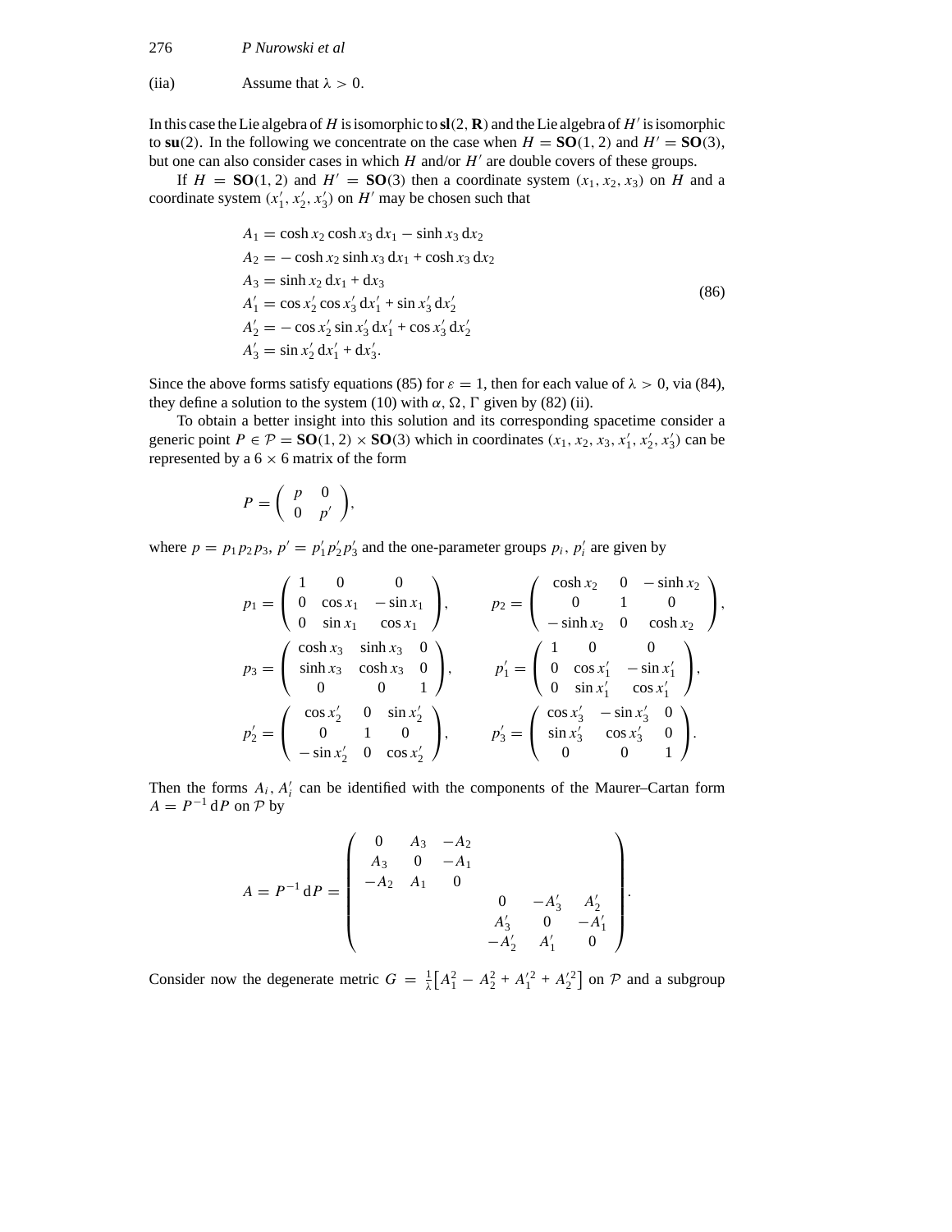(iia) Assume that $\lambda > 0$.

In this case the Lie algebra of $H$ is isomorphic to $\mathbf{sl}(2, \mathbf{R})$ and the Lie algebra of $H'$ is isomorphic to $\mathbf{su}(2)$. In the following we concentrate on the case when $H = \mathbf{SO}(1, 2)$ and $H' = \mathbf{SO}(3)$, but one can also consider cases in which $H$ and/or $H'$ are double covers of these groups.

If $H = \mathbf{SO}(1, 2)$ and $H' = \mathbf{SO}(3)$ then a coordinate system $(x_1, x_2, x_3)$ on $H$ and a coordinate system $(x_1', x_2', x_3')$ on $H'$ may be chosen such that

$$
\begin{aligned}
A_1 &= \cosh x_2 \cosh x_3 \, \mathrm{d}x_1 - \sinh x_3 \, \mathrm{d}x_2 \\
A_2 &= -\cosh x_2 \sinh x_3 \, \mathrm{d}x_1 + \cosh x_3 \, \mathrm{d}x_2 \\
A_3 &= \sinh x_2 \, \mathrm{d}x_1 + \mathrm{d}x_3 \\
A_1' &= \cos x_2' \cos x_3' \, \mathrm{d}x_1' + \sin x_3' \, \mathrm{d}x_2' \\
A_2' &= -\cos x_2' \sin x_3' \, \mathrm{d}x_1' + \cos x_3' \, \mathrm{d}x_2' \\
A_3' &= \sin x_2' \, \mathrm{d}x_1' + \mathrm{d}x_3'.
\end{aligned}
\tag{86}
$$

Since the above forms satisfy equations (85) for $\varepsilon = 1$, then for each value of $\lambda > 0$, via (84), they define a solution to the system (10) with $\alpha, \Omega, \Gamma$ given by (82) (ii).

To obtain a better insight into this solution and its corresponding spacetime consider a generic point $P \in \mathcal{P} = \mathbf{SO}(1, 2) \times \mathbf{SO}(3)$ which in coordinates $(x_1, x_2, x_3, x_1', x_2', x_3')$ can be represented by a $6 \times 6$ matrix of the form

$$
P = \begin{pmatrix} p & 0 \\ 0 & p' \end{pmatrix},
$$

where $p = p_1 p_2 p_3$, $p' = p_1' p_2' p_3'$ and the one-parameter groups $p_i$, $p_i'$ are given by

$$
p_1 = \begin{pmatrix} 1 & 0 & 0 \\ 0 & \cos x_1 & -\sin x_1 \\ 0 & \sin x_1 & \cos x_1 \end{pmatrix}, \qquad
p_2 = \begin{pmatrix} \cosh x_2 & 0 & -\sinh x_2 \\ 0 & 1 & 0 \\ -\sinh x_2 & 0 & \cosh x_2 \end{pmatrix},
$$

$$
p_3 = \begin{pmatrix} \cosh x_3 & \sinh x_3 & 0 \\ \sinh x_3 & \cosh x_3 & 0 \\ 0 & 0 & 1 \end{pmatrix}, \qquad
p_1' = \begin{pmatrix} 1 & 0 & 0 \\ 0 & \cos x_1' & -\sin x_1' \\ 0 & \sin x_1' & \cos x_1' \end{pmatrix},
$$

$$
p_2' = \begin{pmatrix} \cos x_2' & 0 & \sin x_2' \\ 0 & 1 & 0 \\ -\sin x_2' & 0 & \cos x_2' \end{pmatrix}, \qquad
p_3' = \begin{pmatrix} \cos x_3' & -\sin x_3' & 0 \\ \sin x_3' & \cos x_3' & 0 \\ 0 & 0 & 1 \end{pmatrix}.
$$

Then the forms $A_i, A_i'$ can be identified with the components of the Maurer–Cartan form $A = P^{-1} \, \mathrm{d}P$ on $\mathcal{P}$ by

$$
A = P^{-1} \, \mathrm{d}P = \begin{pmatrix}
0 & A_3 & -A_2 & & & \\
A_3 & 0 & -A_1 & & & \\
-A_2 & A_1 & 0 & & & \\
& & & 0 & -A_3' & A_2' \\
& & & A_3' & 0 & -A_1' \\
& & & -A_2' & A_1' & 0
\end{pmatrix}.
$$

Consider now the degenerate metric $G = \frac{1}{\lambda}\left[A_1^2 - A_2^2 + A_1'^2 + A_2'^2\right]$ on $\mathcal{P}$ and a subgroup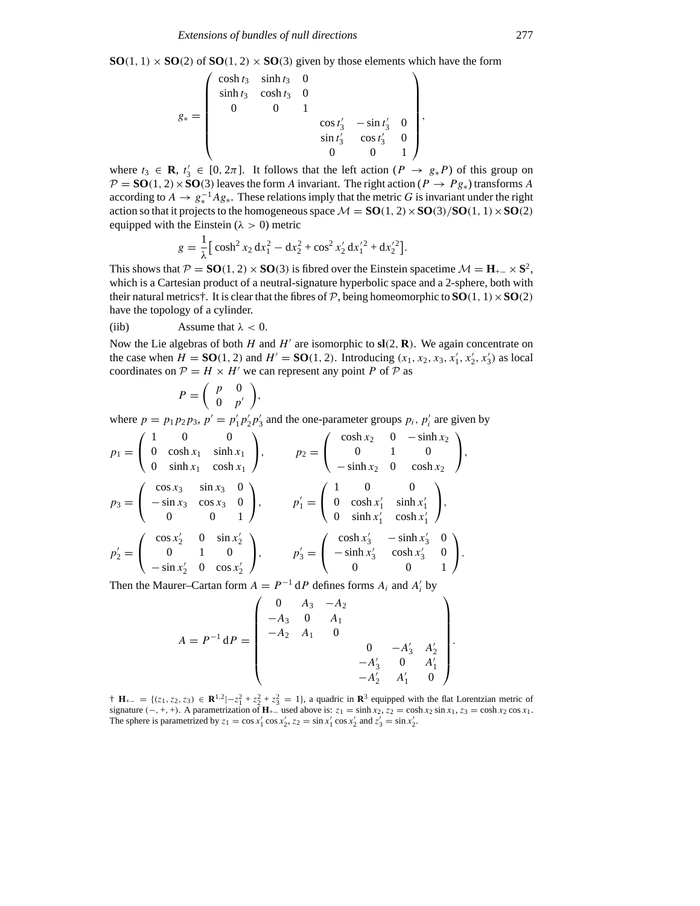$\mathbf{SO}(1,1) \times \mathbf{SO}(2)$ of $\mathbf{SO}(1,2) \times \mathbf{SO}(3)$ given by those elements which have the form

$$
g_* = \begin{pmatrix} \cosh t_3 & \sinh t_3 & 0 & & & \\ \sinh t_3 & \cosh t_3 & 0 & & & \\ 0 & 0 & 1 & & & \\ & & & \cos t_3' & -\sin t_3' & 0 \\ & & & \sin t_3' & \cos t_3' & 0 \\ & & & 0 & 0 & 1 \end{pmatrix},
$$

where $t_3 \in \mathbf{R}$, $t_3' \in [0, 2\pi]$. It follows that the left action ($P \rightarrow g_* P$) of this group on $\mathcal{P} = \mathbf{SO}(1,2) \times \mathbf{SO}(3)$ leaves the form $A$ invariant. The right action ($P \rightarrow P g_*$) transforms $A$ according to $A \rightarrow g_*^{-1} A g_*$. These relations imply that the metric $G$ is invariant under the right action so that it projects to the homogeneous space $\mathcal{M} = \mathbf{SO}(1,2) \times \mathbf{SO}(3)/\mathbf{SO}(1,1) \times \mathbf{SO}(2)$ equipped with the Einstein ($\lambda > 0$) metric

$$
g = \frac{1}{\lambda}\left[\cosh^2 x_2 \, \mathrm{d}x_1^2 - \mathrm{d}x_2^2 + \cos^2 x_2' \, \mathrm{d}x_1'^2 + \mathrm{d}x_2'^2\right].
$$

This shows that $\mathcal{P} = \mathbf{SO}(1,2) \times \mathbf{SO}(3)$ is fibred over the Einstein spacetime $\mathcal{M} = \mathbf{H}_{+-} \times \mathbf{S}^2$, which is a Cartesian product of a neutral-signature hyperbolic space and a 2-sphere, both with their natural metrics†. It is clear that the fibres of $\mathcal{P}$, being homeomorphic to $\mathbf{SO}(1,1) \times \mathbf{SO}(2)$ have the topology of a cylinder.

(iib) Assume that $\lambda < 0$.

Now the Lie algebras of both $H$ and $H'$ are isomorphic to $\mathbf{sl}(2, \mathbf{R})$. We again concentrate on the case when $H = \mathbf{SO}(1,2)$ and $H' = \mathbf{SO}(1,2)$. Introducing $(x_1, x_2, x_3, x_1', x_2', x_3')$ as local coordinates on $\mathcal{P} = H \times H'$ we can represent any point $P$ of $\mathcal{P}$ as

$$
P = \begin{pmatrix} p & 0 \\ 0 & p' \end{pmatrix},
$$

where $p = p_1 p_2 p_3$, $p' = p_1' p_2' p_3'$ and the one-parameter groups $p_i$, $p_i'$ are given by

$$
p_1 = \begin{pmatrix} 1 & 0 & 0 \\ 0 & \cosh x_1 & \sinh x_1 \\ 0 & \sinh x_1 & \cosh x_1 \end{pmatrix}, \qquad p_2 = \begin{pmatrix} \cosh x_2 & 0 & -\sinh x_2 \\ 0 & 1 & 0 \\ -\sinh x_2 & 0 & \cosh x_2 \end{pmatrix},
$$

$$
p_3 = \begin{pmatrix} \cos x_3 & \sin x_3 & 0 \\ -\sin x_3 & \cos x_3 & 0 \\ 0 & 0 & 1 \end{pmatrix}, \qquad p_1' = \begin{pmatrix} 1 & 0 & 0 \\ 0 & \cosh x_1' & \sinh x_1' \\ 0 & \sinh x_1' & \cosh x_1' \end{pmatrix},
$$

$$
p_2' = \begin{pmatrix} \cos x_2' & 0 & \sin x_2' \\ 0 & 1 & 0 \\ -\sin x_2' & 0 & \cos x_2' \end{pmatrix}, \qquad p_3' = \begin{pmatrix} \cosh x_3' & -\sinh x_3' & 0 \\ -\sinh x_3' & \cosh x_3' & 0 \\ 0 & 0 & 1 \end{pmatrix}.
$$

Then the Maurer–Cartan form $A = P^{-1}\,\mathrm{d}P$ defines forms $A_i$ and $A_i'$ by

$$
A = P^{-1}\,\mathrm{d}P = \begin{pmatrix} 0 & A_3 & -A_2 & & & \\ -A_3 & 0 & A_1 & & & \\ -A_2 & A_1 & 0 & & & \\ & & & 0 & -A_3' & A_2' \\ & & & -A_3' & 0 & A_1' \\ & & & -A_2' & A_1' & 0 \end{pmatrix}.
$$

† $\mathbf{H}_{+-} = \{(z_1, z_2, z_3) \in \mathbf{R}^{1,2} | -z_1^2 + z_2^2 + z_3^2 = 1\}$, a quadric in $\mathbf{R}^3$ equipped with the flat Lorentzian metric of signature $(-, +, +)$. A parametrization of $\mathbf{H}_{+-}$ used above is: $z_1 = \sinh x_2$, $z_2 = \cosh x_2 \sin x_1$, $z_3 = \cosh x_2 \cos x_1$. The sphere is parametrized by $z_1 = \cos x_1' \cos x_2'$, $z_2 = \sin x_1' \cos x_2'$ and $z_3' = \sin x_2'$.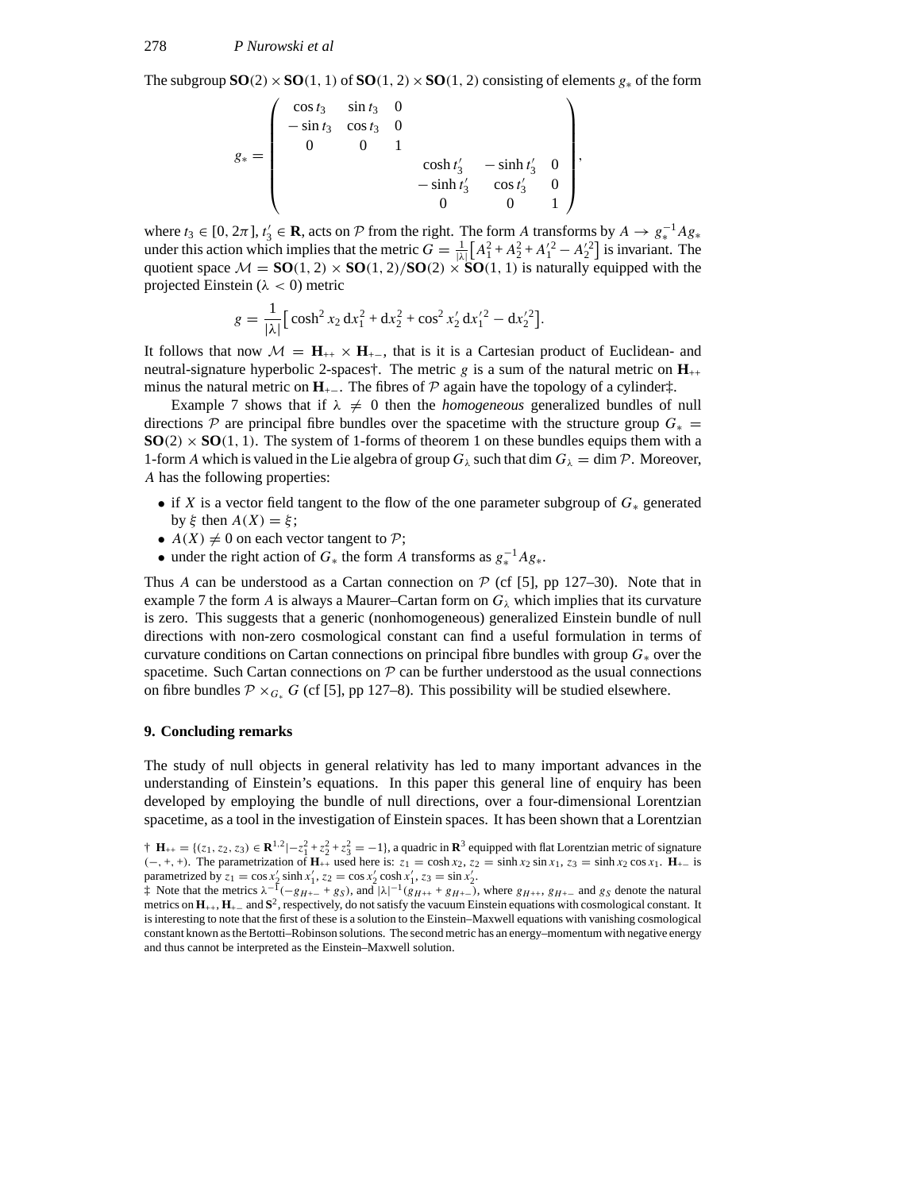The subgroup $\mathbf{SO}(2) \times \mathbf{SO}(1,1)$ of $\mathbf{SO}(1,2) \times \mathbf{SO}(1,2)$ consisting of elements $g_*$ of the form

$$g_* = \begin{pmatrix} \cos t_3 & \sin t_3 & 0 & & & \\ -\sin t_3 & \cos t_3 & 0 & & & \\ 0 & 0 & 1 & & & \\ & & & \cosh t_3' & -\sinh t_3' & 0 \\ & & & -\sinh t_3' & \cos t_3' & 0 \\ & & & 0 & 0 & 1 \end{pmatrix},$$

where $t_3 \in [0, 2\pi]$, $t_3' \in \mathbf{R}$, acts on $\mathcal{P}$ from the right. The form $A$ transforms by $A \to g_*^{-1} A g_*$ under this action which implies that the metric $G = \frac{1}{|\lambda|}\left[A_1^2 + A_2^2 + A_1'^2 - A_2'^2\right]$ is invariant. The quotient space $\mathcal{M} = \mathbf{SO}(1,2) \times \mathbf{SO}(1,2)/\mathbf{SO}(2) \times \mathbf{SO}(1,1)$ is naturally equipped with the projected Einstein ($\lambda < 0$) metric

$$g = \frac{1}{|\lambda|}\left[\cosh^2 x_2 \, \mathrm{d}x_1^2 + \mathrm{d}x_2^2 + \cos^2 x_2' \, \mathrm{d}x_1'^2 - \mathrm{d}x_2'^2\right].$$

It follows that now $\mathcal{M} = \mathbf{H}_{++} \times \mathbf{H}_{+-}$, that is it is a Cartesian product of Euclidean- and neutral-signature hyperbolic 2-spaces†. The metric $g$ is a sum of the natural metric on $\mathbf{H}_{++}$ minus the natural metric on $\mathbf{H}_{+-}$. The fibres of $\mathcal{P}$ again have the topology of a cylinder‡.

Example 7 shows that if $\lambda \neq 0$ then the *homogeneous* generalized bundles of null directions $\mathcal{P}$ are principal fibre bundles over the spacetime with the structure group $G_* = \mathbf{SO}(2) \times \mathbf{SO}(1,1)$. The system of 1-forms of theorem 1 on these bundles equips them with a 1-form $A$ which is valued in the Lie algebra of group $G_\lambda$ such that $\dim G_\lambda = \dim \mathcal{P}$. Moreover, $A$ has the following properties:

- if $X$ is a vector field tangent to the flow of the one parameter subgroup of $G_*$ generated by $\xi$ then $A(X) = \xi$;
- $A(X) \neq 0$ on each vector tangent to $\mathcal{P}$;
- under the right action of $G_*$ the form $A$ transforms as $g_*^{-1} A g_*$.

Thus $A$ can be understood as a Cartan connection on $\mathcal{P}$ (cf [5], pp 127–30). Note that in example 7 the form $A$ is always a Maurer–Cartan form on $G_\lambda$ which implies that its curvature is zero. This suggests that a generic (nonhomogeneous) generalized Einstein bundle of null directions with non-zero cosmological constant can find a useful formulation in terms of curvature conditions on Cartan connections on principal fibre bundles with group $G_*$ over the spacetime. Such Cartan connections on $\mathcal{P}$ can be further understood as the usual connections on fibre bundles $\mathcal{P} \times_{G_*} G$ (cf [5], pp 127–8). This possibility will be studied elsewhere.

## 9. Concluding remarks

The study of null objects in general relativity has led to many important advances in the understanding of Einstein's equations. In this paper this general line of enquiry has been developed by employing the bundle of null directions, over a four-dimensional Lorentzian spacetime, as a tool in the investigation of Einstein spaces. It has been shown that a Lorentzian

† $\mathbf{H}_{++} = \{(z_1, z_2, z_3) \in \mathbf{R}^{1,2} | -z_1^2 + z_2^2 + z_3^2 = -1\}$, a quadric in $\mathbf{R}^3$ equipped with flat Lorentzian metric of signature $(-,+,+)$. The parametrization of $\mathbf{H}_{++}$ used here is: $z_1 = \cosh x_2$, $z_2 = \sinh x_2 \sin x_1$, $z_3 = \sinh x_2 \cos x_1$. $\mathbf{H}_{+-}$ is parametrized by $z_1 = \cos x_2' \sinh x_1'$, $z_2 = \cos x_2' \cosh x_1'$, $z_3 = \sin x_2'$.

‡ Note that the metrics $\lambda^{-1}(-g_{H+-} + g_S)$, and $|\lambda|^{-1}(g_{H++} + g_{H+-})$, where $g_{H++}$, $g_{H+-}$ and $g_S$ denote the natural metrics on $\mathbf{H}_{++}$, $\mathbf{H}_{+-}$ and $\mathbf{S}^2$, respectively, do not satisfy the vacuum Einstein equations with cosmological constant. It is interesting to note that the first of these is a solution to the Einstein–Maxwell equations with vanishing cosmological constant known as the Bertotti–Robinson solutions. The second metric has an energy–momentum with negative energy and thus cannot be interpreted as the Einstein–Maxwell solution.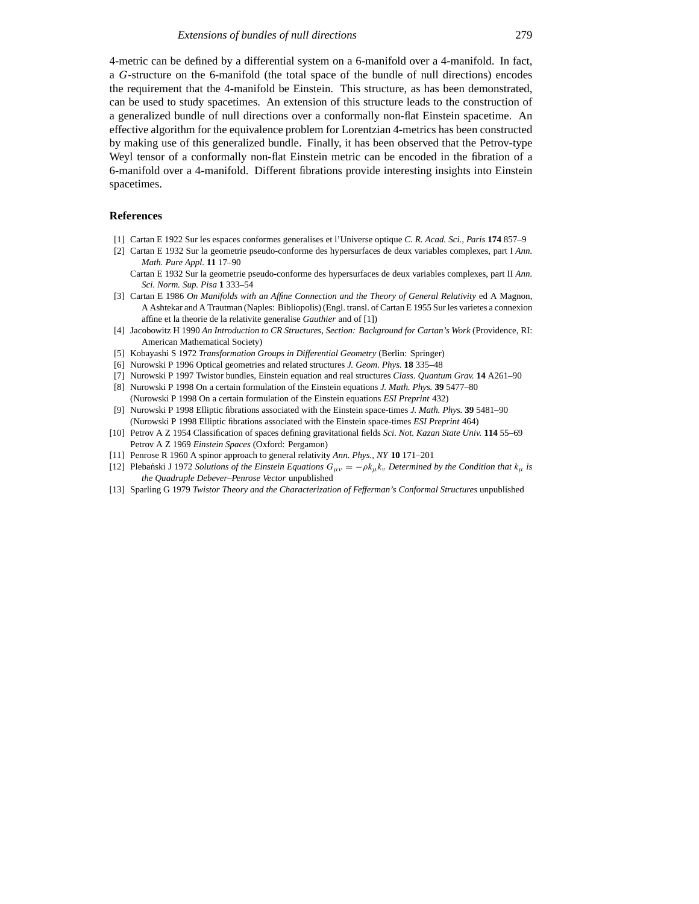4-metric can be defined by a differential system on a 6-manifold over a 4-manifold. In fact, a $G$-structure on the 6-manifold (the total space of the bundle of null directions) encodes the requirement that the 4-manifold be Einstein. This structure, as has been demonstrated, can be used to study spacetimes. An extension of this structure leads to the construction of a generalized bundle of null directions over a conformally non-flat Einstein spacetime. An effective algorithm for the equivalence problem for Lorentzian 4-metrics has been constructed by making use of this generalized bundle. Finally, it has been observed that the Petrov-type Weyl tensor of a conformally non-flat Einstein metric can be encoded in the fibration of a 6-manifold over a 4-manifold. Different fibrations provide interesting insights into Einstein spacetimes.

## References

[1] Cartan E 1922 Sur les espaces conformes generalises et l'Universe optique *C. R. Acad. Sci., Paris* **174** 857–9

[2] Cartan E 1932 Sur la geometrie pseudo-conforme des hypersurfaces de deux variables complexes, part I *Ann. Math. Pure Appl.* **11** 17–90
Cartan E 1932 Sur la geometrie pseudo-conforme des hypersurfaces de deux variables complexes, part II *Ann. Sci. Norm. Sup. Pisa* **1** 333–54

[3] Cartan E 1986 *On Manifolds with an Affine Connection and the Theory of General Relativity* ed A Magnon, A Ashtekar and A Trautman (Naples: Bibliopolis) (Engl. transl. of Cartan E 1955 Sur les varietes a connexion affine et la theorie de la relativite generalise *Gauthier* and of [1])

[4] Jacobowitz H 1990 *An Introduction to CR Structures, Section: Background for Cartan's Work* (Providence, RI: American Mathematical Society)

[5] Kobayashi S 1972 *Transformation Groups in Differential Geometry* (Berlin: Springer)

[6] Nurowski P 1996 Optical geometries and related structures *J. Geom. Phys.* **18** 335–48

[7] Nurowski P 1997 Twistor bundles, Einstein equation and real structures *Class. Quantum Grav.* **14** A261–90

[8] Nurowski P 1998 On a certain formulation of the Einstein equations *J. Math. Phys.* **39** 5477–80
(Nurowski P 1998 On a certain formulation of the Einstein equations *ESI Preprint* 432)

[9] Nurowski P 1998 Elliptic fibrations associated with the Einstein space-times *J. Math. Phys.* **39** 5481–90
(Nurowski P 1998 Elliptic fibrations associated with the Einstein space-times *ESI Preprint* 464)

[10] Petrov A Z 1954 Classification of spaces defining gravitational fields *Sci. Not. Kazan State Univ.* **114** 55–69
Petrov A Z 1969 *Einstein Spaces* (Oxford: Pergamon)

[11] Penrose R 1960 A spinor approach to general relativity *Ann. Phys., NY* **10** 171–201

[12] Plebański J 1972 *Solutions of the Einstein Equations $G_{\mu\nu} = -\rho k_\mu k_\nu$ Determined by the Condition that $k_\mu$ is the Quadruple Debever–Penrose Vector* unpublished

[13] Sparling G 1979 *Twistor Theory and the Characterization of Fefferman's Conformal Structures* unpublished